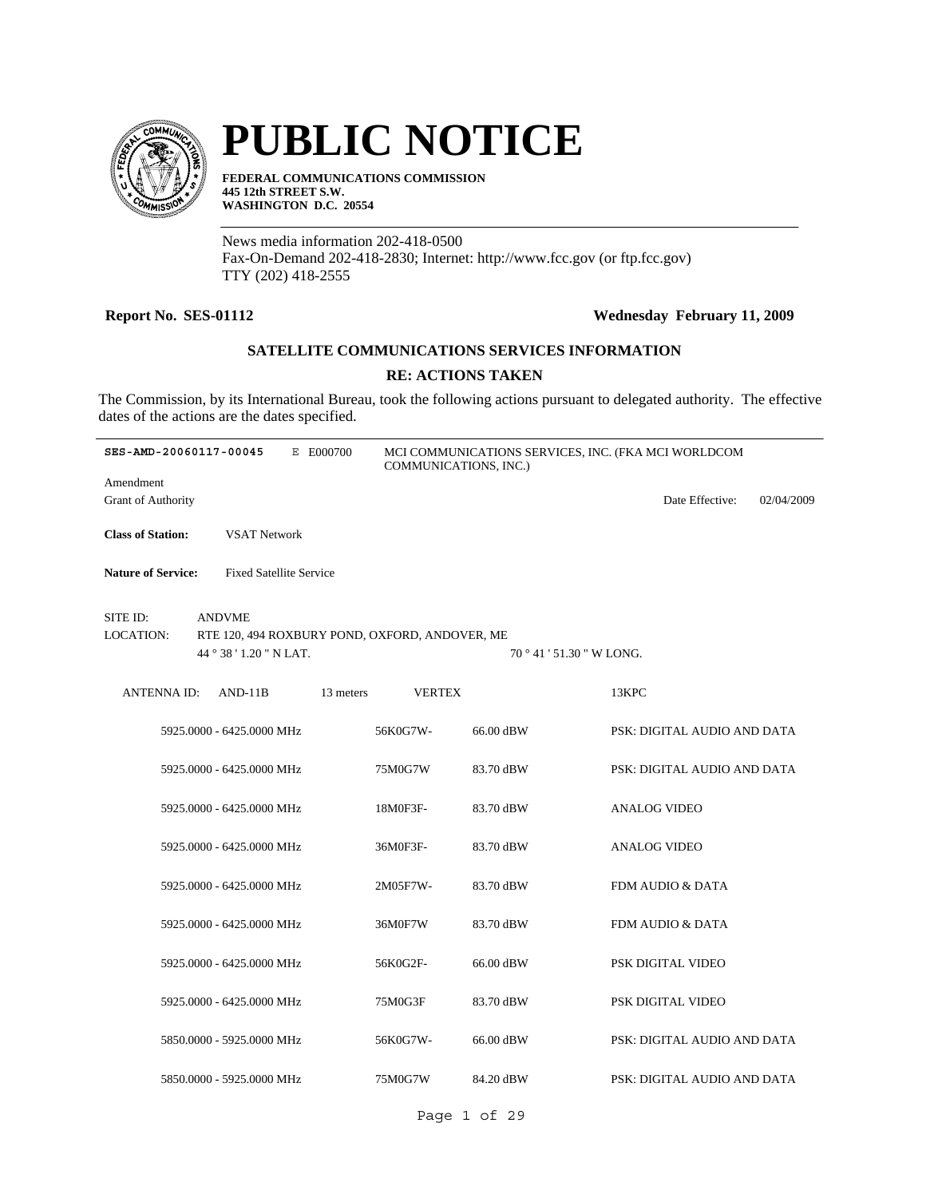# PUBLIC NOTICE

**FEDERAL COMMUNICATIONS COMMISSION**
**445 12th STREET S.W.**
**WASHINGTON D.C. 20554**

News media information 202-418-0500
Fax-On-Demand 202-418-2830; Internet: http://www.fcc.gov (or ftp.fcc.gov)
TTY (202) 418-2555

**Report No. SES-01112** | **Wednesday February 11, 2009**

## SATELLITE COMMUNICATIONS SERVICES INFORMATION

### RE: ACTIONS TAKEN

The Commission, by its International Bureau, took the following actions pursuant to delegated authority. The effective dates of the actions are the dates specified.

---

**SES-AMD-20060117-00045** E E000700 MCI COMMUNICATIONS SERVICES, INC. (FKA MCI WORLDCOM COMMUNICATIONS, INC.)

Amendment
Grant of Authority Date Effective: 02/04/2009

**Class of Station:** VSAT Network

**Nature of Service:** Fixed Satellite Service

SITE ID: ANDVME
LOCATION: RTE 120, 494 ROXBURY POND, OXFORD, ANDOVER, ME
44 ° 38 ' 1.20 " N LAT. 70 ° 41 ' 51.30 " W LONG.

ANTENNA ID: AND-11B 13 meters VERTEX 13KPC

| Frequency | Emission | EIRP | Description |
|---|---|---|---|
| 5925.0000 - 6425.0000 MHz | 56K0G7W- | 66.00 dBW | PSK: DIGITAL AUDIO AND DATA |
| 5925.0000 - 6425.0000 MHz | 75M0G7W | 83.70 dBW | PSK: DIGITAL AUDIO AND DATA |
| 5925.0000 - 6425.0000 MHz | 18M0F3F- | 83.70 dBW | ANALOG VIDEO |
| 5925.0000 - 6425.0000 MHz | 36M0F3F- | 83.70 dBW | ANALOG VIDEO |
| 5925.0000 - 6425.0000 MHz | 2M05F7W- | 83.70 dBW | FDM AUDIO & DATA |
| 5925.0000 - 6425.0000 MHz | 36M0F7W | 83.70 dBW | FDM AUDIO & DATA |
| 5925.0000 - 6425.0000 MHz | 56K0G2F- | 66.00 dBW | PSK DIGITAL VIDEO |
| 5925.0000 - 6425.0000 MHz | 75M0G3F | 83.70 dBW | PSK DIGITAL VIDEO |
| 5850.0000 - 5925.0000 MHz | 56K0G7W- | 66.00 dBW | PSK: DIGITAL AUDIO AND DATA |
| 5850.0000 - 5925.0000 MHz | 75M0G7W | 84.20 dBW | PSK: DIGITAL AUDIO AND DATA |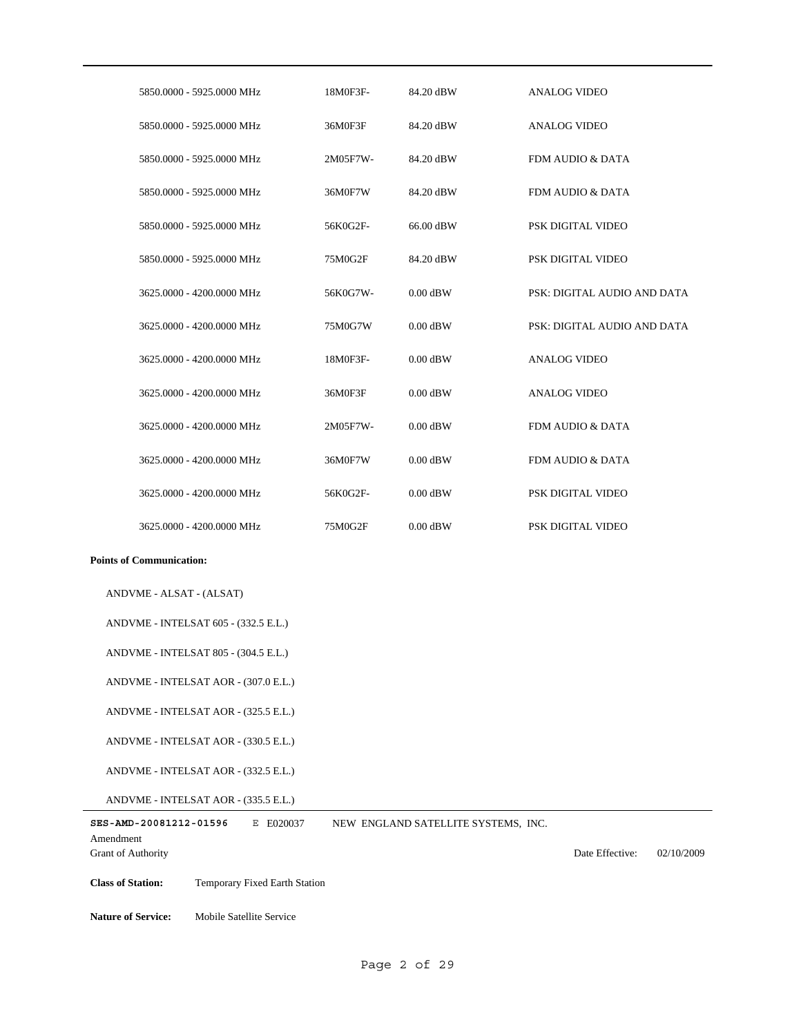| | | | |
|---|---|---|---|
| 5850.0000 - 5925.0000 MHz | 18M0F3F- | 84.20 dBW | ANALOG VIDEO |
| 5850.0000 - 5925.0000 MHz | 36M0F3F | 84.20 dBW | ANALOG VIDEO |
| 5850.0000 - 5925.0000 MHz | 2M05F7W- | 84.20 dBW | FDM AUDIO & DATA |
| 5850.0000 - 5925.0000 MHz | 36M0F7W | 84.20 dBW | FDM AUDIO & DATA |
| 5850.0000 - 5925.0000 MHz | 56K0G2F- | 66.00 dBW | PSK DIGITAL VIDEO |
| 5850.0000 - 5925.0000 MHz | 75M0G2F | 84.20 dBW | PSK DIGITAL VIDEO |
| 3625.0000 - 4200.0000 MHz | 56K0G7W- | 0.00 dBW | PSK: DIGITAL AUDIO AND DATA |
| 3625.0000 - 4200.0000 MHz | 75M0G7W | 0.00 dBW | PSK: DIGITAL AUDIO AND DATA |
| 3625.0000 - 4200.0000 MHz | 18M0F3F- | 0.00 dBW | ANALOG VIDEO |
| 3625.0000 - 4200.0000 MHz | 36M0F3F | 0.00 dBW | ANALOG VIDEO |
| 3625.0000 - 4200.0000 MHz | 2M05F7W- | 0.00 dBW | FDM AUDIO & DATA |
| 3625.0000 - 4200.0000 MHz | 36M0F7W | 0.00 dBW | FDM AUDIO & DATA |
| 3625.0000 - 4200.0000 MHz | 56K0G2F- | 0.00 dBW | PSK DIGITAL VIDEO |
| 3625.0000 - 4200.0000 MHz | 75M0G2F | 0.00 dBW | PSK DIGITAL VIDEO |

**Points of Communication:**

ANDVME - ALSAT - (ALSAT)

ANDVME - INTELSAT 605 - (332.5 E.L.)

ANDVME - INTELSAT 805 - (304.5 E.L.)

ANDVME - INTELSAT AOR - (307.0 E.L.)

ANDVME - INTELSAT AOR - (325.5 E.L.)

ANDVME - INTELSAT AOR - (330.5 E.L.)

ANDVME - INTELSAT AOR - (332.5 E.L.)

ANDVME - INTELSAT AOR - (335.5 E.L.)

---

**SES-AMD-20081212-01596** E E020037 NEW ENGLAND SATELLITE SYSTEMS, INC.

Amendment

Grant of Authority — Date Effective: 02/10/2009

**Class of Station:** Temporary Fixed Earth Station

**Nature of Service:** Mobile Satellite Service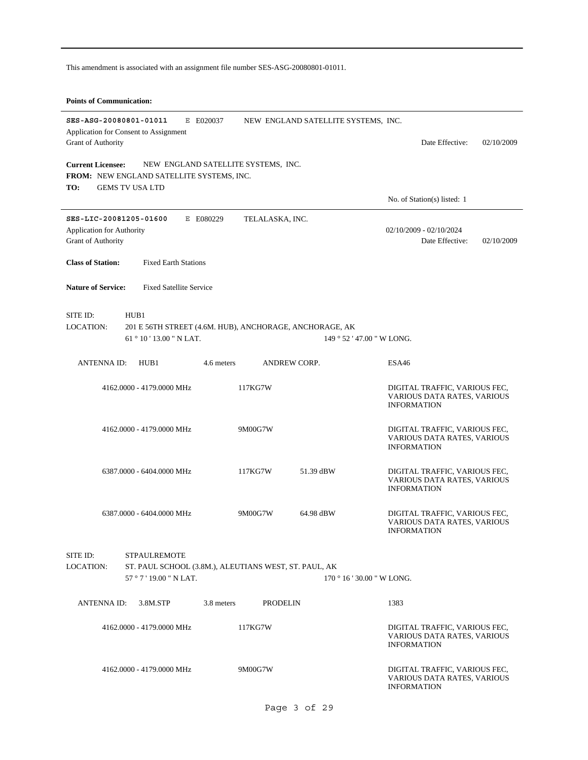This amendment is associated with an assignment file number SES-ASG-20080801-01011.

**Points of Communication:**

---

**SES-ASG-20080801-01011** E E020037 NEW ENGLAND SATELLITE SYSTEMS, INC.

Application for Consent to Assignment

Grant of Authority Date Effective: 02/10/2009

**Current Licensee:** NEW ENGLAND SATELLITE SYSTEMS, INC.

**FROM:** NEW ENGLAND SATELLITE SYSTEMS, INC.

**TO:** GEMS TV USA LTD

No. of Station(s) listed: 1

---

**SES-LIC-20081205-01600** E E080229 TELALASKA, INC.

Application for Authority 02/10/2009 - 02/10/2024

Grant of Authority Date Effective: 02/10/2009

**Class of Station:** Fixed Earth Stations

**Nature of Service:** Fixed Satellite Service

SITE ID: HUB1

LOCATION: 201 E 56TH STREET (4.6M. HUB), ANCHORAGE, ANCHORAGE, AK

61 ° 10 ' 13.00 " N LAT. 149 ° 52 ' 47.00 " W LONG.

ANTENNA ID: HUB1 4.6 meters ANDREW CORP. ESA46

| Frequency | Emission | Power | Description |
|---|---|---|---|
| 4162.0000 - 4179.0000 MHz | 117KG7W | | DIGITAL TRAFFIC, VARIOUS FEC, VARIOUS DATA RATES, VARIOUS INFORMATION |
| 4162.0000 - 4179.0000 MHz | 9M00G7W | | DIGITAL TRAFFIC, VARIOUS FEC, VARIOUS DATA RATES, VARIOUS INFORMATION |
| 6387.0000 - 6404.0000 MHz | 117KG7W | 51.39 dBW | DIGITAL TRAFFIC, VARIOUS FEC, VARIOUS DATA RATES, VARIOUS INFORMATION |
| 6387.0000 - 6404.0000 MHz | 9M00G7W | 64.98 dBW | DIGITAL TRAFFIC, VARIOUS FEC, VARIOUS DATA RATES, VARIOUS INFORMATION |

SITE ID: STPAULREMOTE

LOCATION: ST. PAUL SCHOOL (3.8M.), ALEUTIANS WEST, ST. PAUL, AK

57 ° 7 ' 19.00 " N LAT. 170 ° 16 ' 30.00 " W LONG.

ANTENNA ID: 3.8M.STP 3.8 meters PRODELIN 1383

| Frequency | Emission | Power | Description |
|---|---|---|---|
| 4162.0000 - 4179.0000 MHz | 117KG7W | | DIGITAL TRAFFIC, VARIOUS FEC, VARIOUS DATA RATES, VARIOUS INFORMATION |
| 4162.0000 - 4179.0000 MHz | 9M00G7W | | DIGITAL TRAFFIC, VARIOUS FEC, VARIOUS DATA RATES, VARIOUS INFORMATION |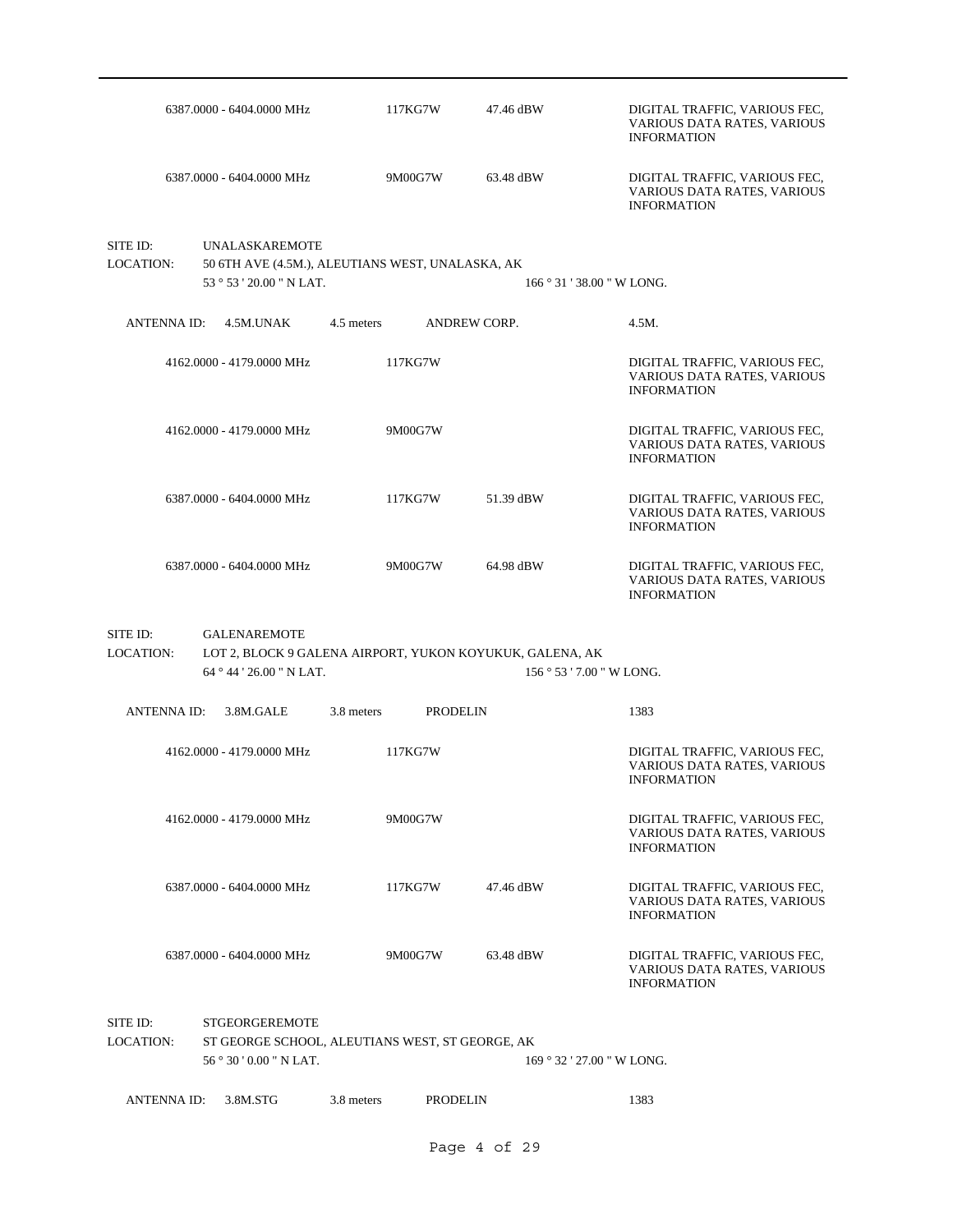| Frequency | Emission | Power | Description |
|---|---|---|---|
| 6387.0000 - 6404.0000 MHz | 117KG7W | 47.46 dBW | DIGITAL TRAFFIC, VARIOUS FEC, VARIOUS DATA RATES, VARIOUS INFORMATION |
| 6387.0000 - 6404.0000 MHz | 9M00G7W | 63.48 dBW | DIGITAL TRAFFIC, VARIOUS FEC, VARIOUS DATA RATES, VARIOUS INFORMATION |

SITE ID: UNALASKAREMOTE

LOCATION: 50 6TH AVE (4.5M.), ALEUTIANS WEST, UNALASKA, AK

53 ° 53 ' 20.00 " N LAT. 166 ° 31 ' 38.00 " W LONG.

ANTENNA ID: 4.5M.UNAK 4.5 meters ANDREW CORP. 4.5M.

| Frequency | Emission | Power | Description |
|---|---|---|---|
| 4162.0000 - 4179.0000 MHz | 117KG7W | | DIGITAL TRAFFIC, VARIOUS FEC, VARIOUS DATA RATES, VARIOUS INFORMATION |
| 4162.0000 - 4179.0000 MHz | 9M00G7W | | DIGITAL TRAFFIC, VARIOUS FEC, VARIOUS DATA RATES, VARIOUS INFORMATION |
| 6387.0000 - 6404.0000 MHz | 117KG7W | 51.39 dBW | DIGITAL TRAFFIC, VARIOUS FEC, VARIOUS DATA RATES, VARIOUS INFORMATION |
| 6387.0000 - 6404.0000 MHz | 9M00G7W | 64.98 dBW | DIGITAL TRAFFIC, VARIOUS FEC, VARIOUS DATA RATES, VARIOUS INFORMATION |

SITE ID: GALENAREMOTE

LOCATION: LOT 2, BLOCK 9 GALENA AIRPORT, YUKON KOYUKUK, GALENA, AK

64 ° 44 ' 26.00 " N LAT. 156 ° 53 ' 7.00 " W LONG.

ANTENNA ID: 3.8M.GALE 3.8 meters PRODELIN 1383

| Frequency | Emission | Power | Description |
|---|---|---|---|
| 4162.0000 - 4179.0000 MHz | 117KG7W | | DIGITAL TRAFFIC, VARIOUS FEC, VARIOUS DATA RATES, VARIOUS INFORMATION |
| 4162.0000 - 4179.0000 MHz | 9M00G7W | | DIGITAL TRAFFIC, VARIOUS FEC, VARIOUS DATA RATES, VARIOUS INFORMATION |
| 6387.0000 - 6404.0000 MHz | 117KG7W | 47.46 dBW | DIGITAL TRAFFIC, VARIOUS FEC, VARIOUS DATA RATES, VARIOUS INFORMATION |
| 6387.0000 - 6404.0000 MHz | 9M00G7W | 63.48 dBW | DIGITAL TRAFFIC, VARIOUS FEC, VARIOUS DATA RATES, VARIOUS INFORMATION |

SITE ID: STGEORGEREMOTE

LOCATION: ST GEORGE SCHOOL, ALEUTIANS WEST, ST GEORGE, AK

56 ° 30 ' 0.00 " N LAT. 169 ° 32 ' 27.00 " W LONG.

ANTENNA ID: 3.8M.STG 3.8 meters PRODELIN 1383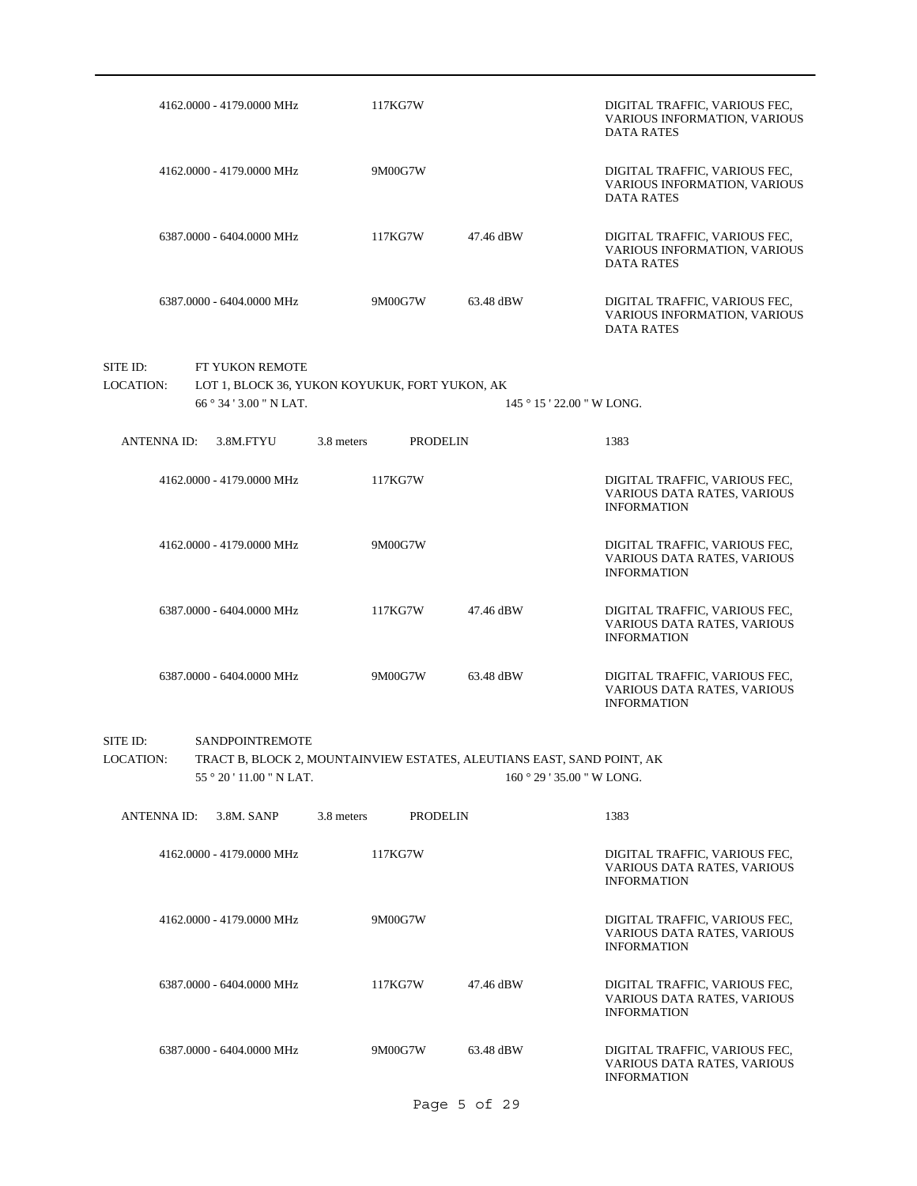| | | | |
|---|---|---|---|
| 4162.0000 - 4179.0000 MHz | 117KG7W | | DIGITAL TRAFFIC, VARIOUS FEC, VARIOUS INFORMATION, VARIOUS DATA RATES |
| 4162.0000 - 4179.0000 MHz | 9M00G7W | | DIGITAL TRAFFIC, VARIOUS FEC, VARIOUS INFORMATION, VARIOUS DATA RATES |
| 6387.0000 - 6404.0000 MHz | 117KG7W | 47.46 dBW | DIGITAL TRAFFIC, VARIOUS FEC, VARIOUS INFORMATION, VARIOUS DATA RATES |
| 6387.0000 - 6404.0000 MHz | 9M00G7W | 63.48 dBW | DIGITAL TRAFFIC, VARIOUS FEC, VARIOUS INFORMATION, VARIOUS DATA RATES |

SITE ID: FT YUKON REMOTE

LOCATION: LOT 1, BLOCK 36, YUKON KOYUKUK, FORT YUKON, AK

66 ° 34 ' 3.00 " N LAT. 145 ° 15 ' 22.00 " W LONG.

ANTENNA ID: 3.8M.FTYU 3.8 meters PRODELIN 1383

| | | | |
|---|---|---|---|
| 4162.0000 - 4179.0000 MHz | 117KG7W | | DIGITAL TRAFFIC, VARIOUS FEC, VARIOUS DATA RATES, VARIOUS INFORMATION |
| 4162.0000 - 4179.0000 MHz | 9M00G7W | | DIGITAL TRAFFIC, VARIOUS FEC, VARIOUS DATA RATES, VARIOUS INFORMATION |
| 6387.0000 - 6404.0000 MHz | 117KG7W | 47.46 dBW | DIGITAL TRAFFIC, VARIOUS FEC, VARIOUS DATA RATES, VARIOUS INFORMATION |
| 6387.0000 - 6404.0000 MHz | 9M00G7W | 63.48 dBW | DIGITAL TRAFFIC, VARIOUS FEC, VARIOUS DATA RATES, VARIOUS INFORMATION |

SITE ID: SANDPOINTREMOTE

LOCATION: TRACT B, BLOCK 2, MOUNTAINVIEW ESTATES, ALEUTIANS EAST, SAND POINT, AK

55 ° 20 ' 11.00 " N LAT. 160 ° 29 ' 35.00 " W LONG.

ANTENNA ID: 3.8M. SANP 3.8 meters PRODELIN 1383

| | | | |
|---|---|---|---|
| 4162.0000 - 4179.0000 MHz | 117KG7W | | DIGITAL TRAFFIC, VARIOUS FEC, VARIOUS DATA RATES, VARIOUS INFORMATION |
| 4162.0000 - 4179.0000 MHz | 9M00G7W | | DIGITAL TRAFFIC, VARIOUS FEC, VARIOUS DATA RATES, VARIOUS INFORMATION |
| 6387.0000 - 6404.0000 MHz | 117KG7W | 47.46 dBW | DIGITAL TRAFFIC, VARIOUS FEC, VARIOUS DATA RATES, VARIOUS INFORMATION |
| 6387.0000 - 6404.0000 MHz | 9M00G7W | 63.48 dBW | DIGITAL TRAFFIC, VARIOUS FEC, VARIOUS DATA RATES, VARIOUS INFORMATION |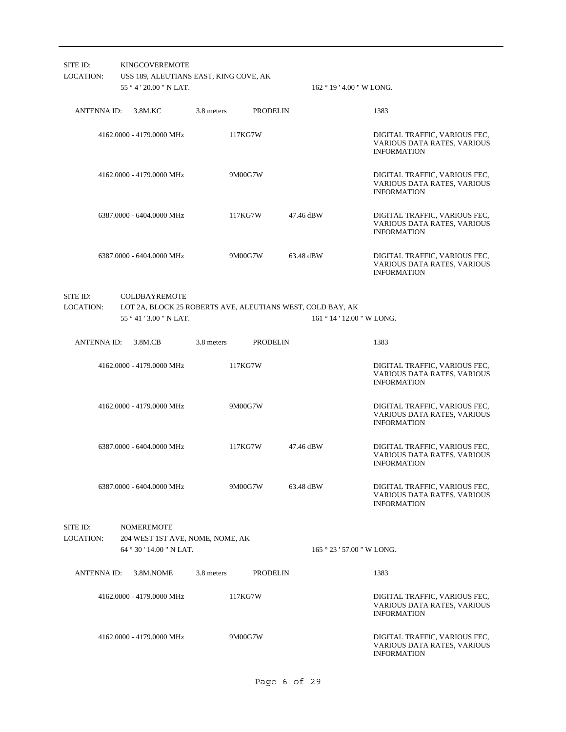SITE ID: KINGCOVEREMOTE
LOCATION: USS 189, ALEUTIANS EAST, KING COVE, AK
55 ° 4 ' 20.00 " N LAT. 162 ° 19 ' 4.00 " W LONG.

ANTENNA ID: 3.8M.KC 3.8 meters PRODELIN 1383

| Frequency | Emission | Power | Description |
|---|---|---|---|
| 4162.0000 - 4179.0000 MHz | 117KG7W | | DIGITAL TRAFFIC, VARIOUS FEC, VARIOUS DATA RATES, VARIOUS INFORMATION |
| 4162.0000 - 4179.0000 MHz | 9M00G7W | | DIGITAL TRAFFIC, VARIOUS FEC, VARIOUS DATA RATES, VARIOUS INFORMATION |
| 6387.0000 - 6404.0000 MHz | 117KG7W | 47.46 dBW | DIGITAL TRAFFIC, VARIOUS FEC, VARIOUS DATA RATES, VARIOUS INFORMATION |
| 6387.0000 - 6404.0000 MHz | 9M00G7W | 63.48 dBW | DIGITAL TRAFFIC, VARIOUS FEC, VARIOUS DATA RATES, VARIOUS INFORMATION |

SITE ID: COLDBAYREMOTE
LOCATION: LOT 2A, BLOCK 25 ROBERTS AVE, ALEUTIANS WEST, COLD BAY, AK
55 ° 41 ' 3.00 " N LAT. 161 ° 14 ' 12.00 " W LONG.

ANTENNA ID: 3.8M.CB 3.8 meters PRODELIN 1383

| Frequency | Emission | Power | Description |
|---|---|---|---|
| 4162.0000 - 4179.0000 MHz | 117KG7W | | DIGITAL TRAFFIC, VARIOUS FEC, VARIOUS DATA RATES, VARIOUS INFORMATION |
| 4162.0000 - 4179.0000 MHz | 9M00G7W | | DIGITAL TRAFFIC, VARIOUS FEC, VARIOUS DATA RATES, VARIOUS INFORMATION |
| 6387.0000 - 6404.0000 MHz | 117KG7W | 47.46 dBW | DIGITAL TRAFFIC, VARIOUS FEC, VARIOUS DATA RATES, VARIOUS INFORMATION |
| 6387.0000 - 6404.0000 MHz | 9M00G7W | 63.48 dBW | DIGITAL TRAFFIC, VARIOUS FEC, VARIOUS DATA RATES, VARIOUS INFORMATION |

SITE ID: NOMEREMOTE
LOCATION: 204 WEST 1ST AVE, NOME, NOME, AK
64 ° 30 ' 14.00 " N LAT. 165 ° 23 ' 57.00 " W LONG.

ANTENNA ID: 3.8M.NOME 3.8 meters PRODELIN 1383

| Frequency | Emission | Power | Description |
|---|---|---|---|
| 4162.0000 - 4179.0000 MHz | 117KG7W | | DIGITAL TRAFFIC, VARIOUS FEC, VARIOUS DATA RATES, VARIOUS INFORMATION |
| 4162.0000 - 4179.0000 MHz | 9M00G7W | | DIGITAL TRAFFIC, VARIOUS FEC, VARIOUS DATA RATES, VARIOUS INFORMATION |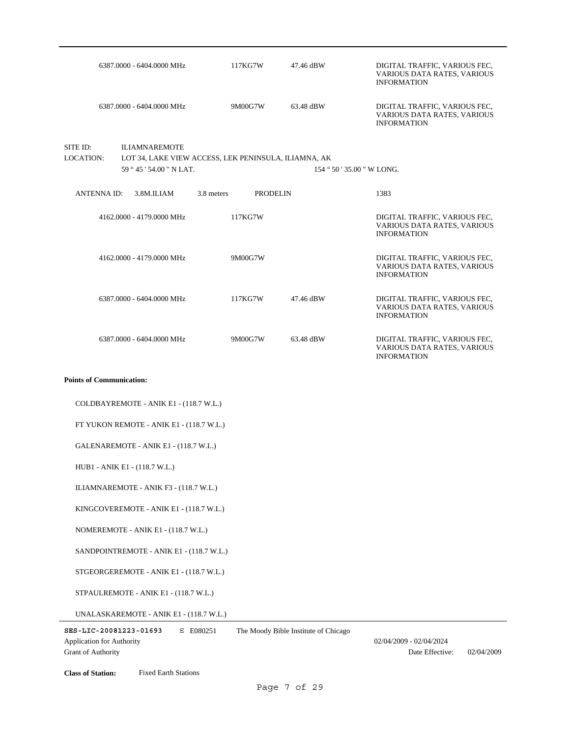| | | | |
|---|---|---|---|
| 6387.0000 - 6404.0000 MHz | 117KG7W | 47.46 dBW | DIGITAL TRAFFIC, VARIOUS FEC, VARIOUS DATA RATES, VARIOUS INFORMATION |
| 6387.0000 - 6404.0000 MHz | 9M00G7W | 63.48 dBW | DIGITAL TRAFFIC, VARIOUS FEC, VARIOUS DATA RATES, VARIOUS INFORMATION |

SITE ID: ILIAMNAREMOTE

LOCATION: LOT 34, LAKE VIEW ACCESS, LEK PENINSULA, ILIAMNA, AK

59 ° 45 ' 54.00 " N LAT. 154 ° 50 ' 35.00 " W LONG.

ANTENNA ID: 3.8M.ILIAM 3.8 meters PRODELIN 1383

| | | | |
|---|---|---|---|
| 4162.0000 - 4179.0000 MHz | 117KG7W | | DIGITAL TRAFFIC, VARIOUS FEC, VARIOUS DATA RATES, VARIOUS INFORMATION |
| 4162.0000 - 4179.0000 MHz | 9M00G7W | | DIGITAL TRAFFIC, VARIOUS FEC, VARIOUS DATA RATES, VARIOUS INFORMATION |
| 6387.0000 - 6404.0000 MHz | 117KG7W | 47.46 dBW | DIGITAL TRAFFIC, VARIOUS FEC, VARIOUS DATA RATES, VARIOUS INFORMATION |
| 6387.0000 - 6404.0000 MHz | 9M00G7W | 63.48 dBW | DIGITAL TRAFFIC, VARIOUS FEC, VARIOUS DATA RATES, VARIOUS INFORMATION |

**Points of Communication:**

COLDBAYREMOTE - ANIK E1 - (118.7 W.L.)

FT YUKON REMOTE - ANIK E1 - (118.7 W.L.)

GALENAREMOTE - ANIK E1 - (118.7 W.L.)

HUB1 - ANIK E1 - (118.7 W.L.)

ILIAMNAREMOTE - ANIK F3 - (118.7 W.L.)

KINGCOVEREMOTE - ANIK E1 - (118.7 W.L.)

NOMEREMOTE - ANIK E1 - (118.7 W.L.)

SANDPOINTREMOTE - ANIK E1 - (118.7 W.L.)

STGEORGEREMOTE - ANIK E1 - (118.7 W.L.)

STPAULREMOTE - ANIK E1 - (118.7 W.L.)

UNALASKAREMOTE - ANIK E1 - (118.7 W.L.)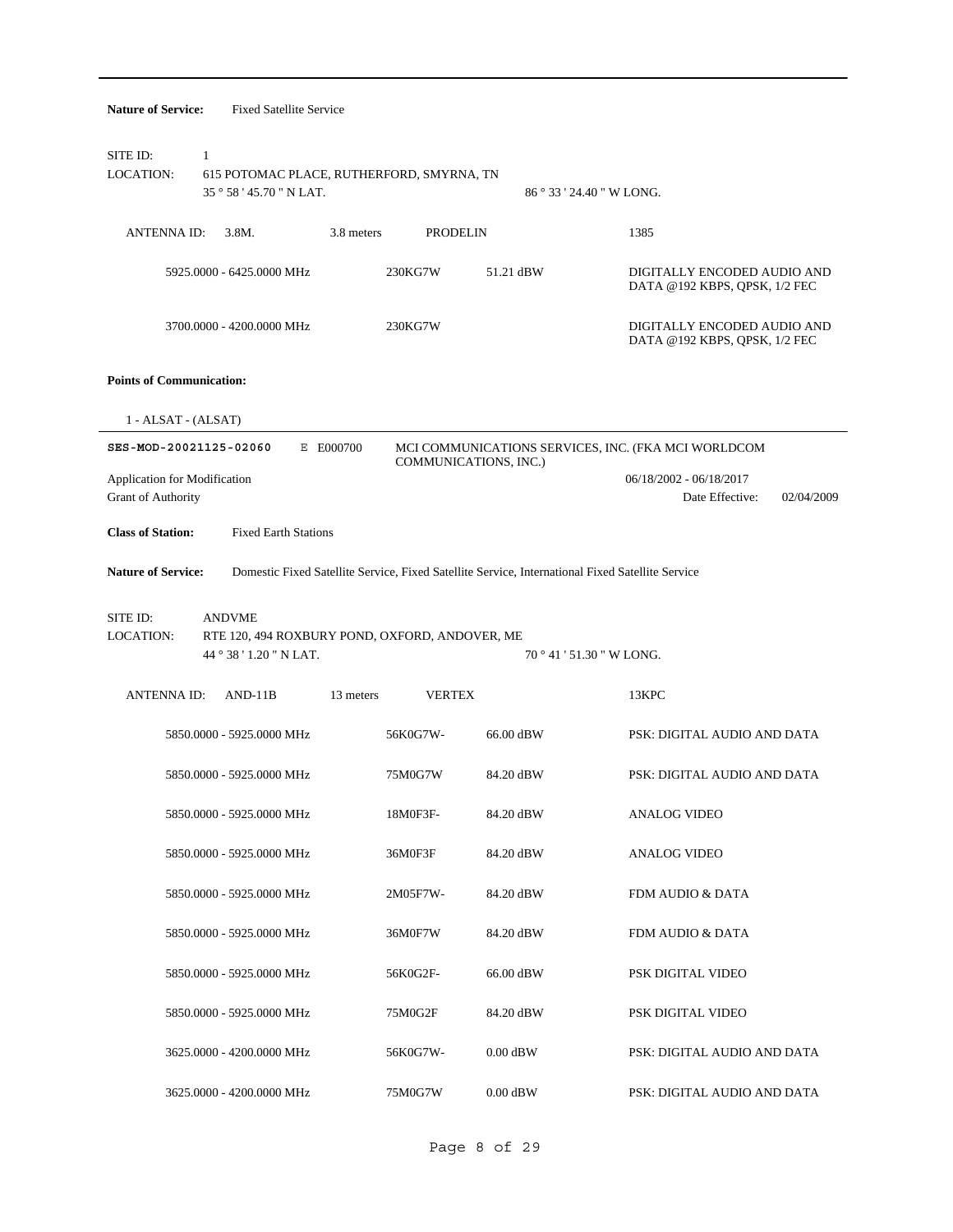**Nature of Service:** Fixed Satellite Service

SITE ID: 1

LOCATION: 615 POTOMAC PLACE, RUTHERFORD, SMYRNA, TN

35 ° 58 ' 45.70 " N LAT. 86 ° 33 ' 24.40 " W LONG.

ANTENNA ID: 3.8M. 3.8 meters PRODELIN 1385

| | | | |
|---|---|---|---|
| 5925.0000 - 6425.0000 MHz | 230KG7W | 51.21 dBW | DIGITALLY ENCODED AUDIO AND DATA @192 KBPS, QPSK, 1/2 FEC |
| 3700.0000 - 4200.0000 MHz | 230KG7W | | DIGITALLY ENCODED AUDIO AND DATA @192 KBPS, QPSK, 1/2 FEC |

**Points of Communication:**

1 - ALSAT - (ALSAT)

---

**SES-MOD-20021125-02060** E E000700 MCI COMMUNICATIONS SERVICES, INC. (FKA MCI WORLDCOM COMMUNICATIONS, INC.)

Application for Modification 06/18/2002 - 06/18/2017

Grant of Authority Date Effective: 02/04/2009

**Class of Station:** Fixed Earth Stations

**Nature of Service:** Domestic Fixed Satellite Service, Fixed Satellite Service, International Fixed Satellite Service

SITE ID: ANDVME

LOCATION: RTE 120, 494 ROXBURY POND, OXFORD, ANDOVER, ME

44 ° 38 ' 1.20 " N LAT. 70 ° 41 ' 51.30 " W LONG.

ANTENNA ID: AND-11B 13 meters VERTEX 13KPC

| | | | |
|---|---|---|---|
| 5850.0000 - 5925.0000 MHz | 56K0G7W- | 66.00 dBW | PSK: DIGITAL AUDIO AND DATA |
| 5850.0000 - 5925.0000 MHz | 75M0G7W | 84.20 dBW | PSK: DIGITAL AUDIO AND DATA |
| 5850.0000 - 5925.0000 MHz | 18M0F3F- | 84.20 dBW | ANALOG VIDEO |
| 5850.0000 - 5925.0000 MHz | 36M0F3F | 84.20 dBW | ANALOG VIDEO |
| 5850.0000 - 5925.0000 MHz | 2M05F7W- | 84.20 dBW | FDM AUDIO & DATA |
| 5850.0000 - 5925.0000 MHz | 36M0F7W | 84.20 dBW | FDM AUDIO & DATA |
| 5850.0000 - 5925.0000 MHz | 56K0G2F- | 66.00 dBW | PSK DIGITAL VIDEO |
| 5850.0000 - 5925.0000 MHz | 75M0G2F | 84.20 dBW | PSK DIGITAL VIDEO |
| 3625.0000 - 4200.0000 MHz | 56K0G7W- | 0.00 dBW | PSK: DIGITAL AUDIO AND DATA |
| 3625.0000 - 4200.0000 MHz | 75M0G7W | 0.00 dBW | PSK: DIGITAL AUDIO AND DATA |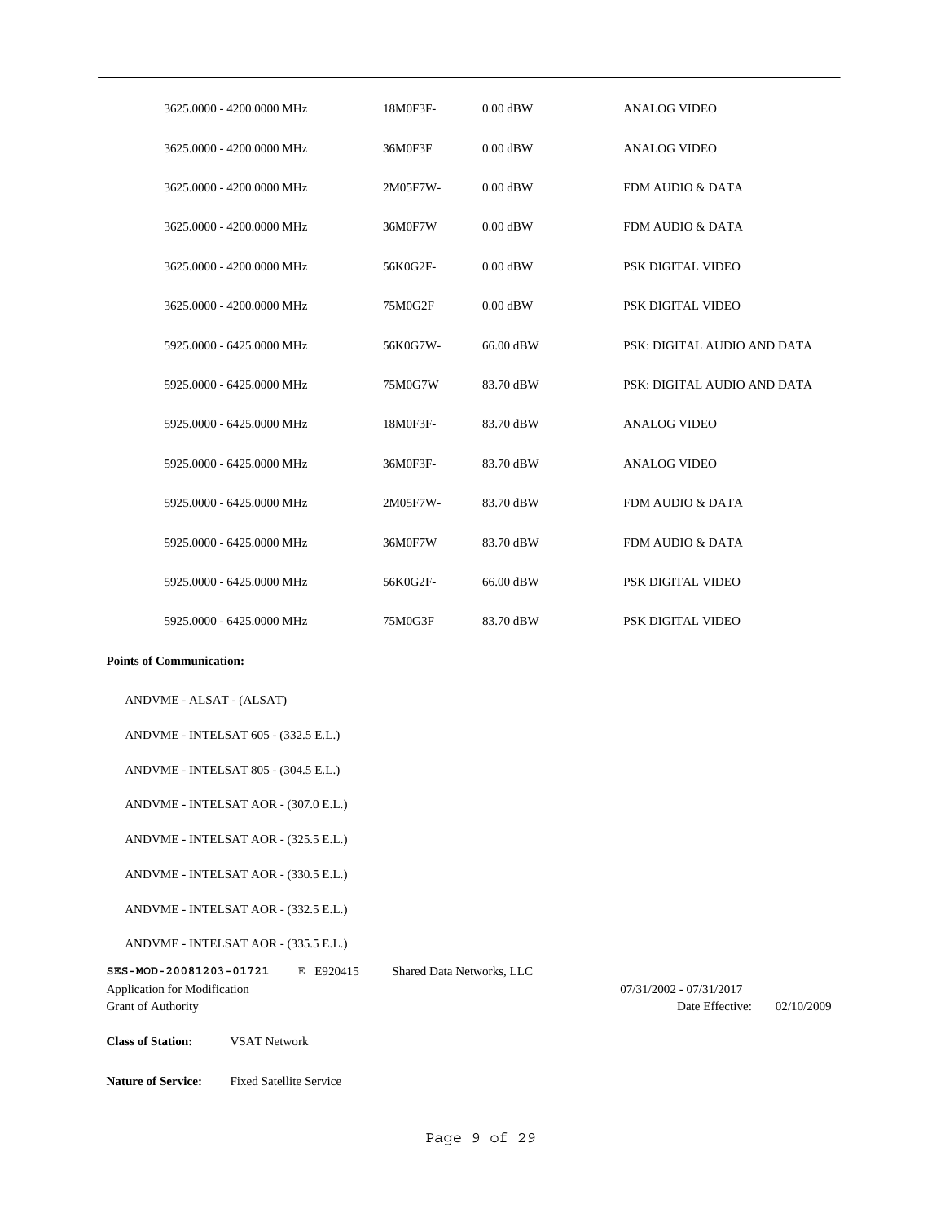| | | | |
|---|---|---|---|
| 3625.0000 - 4200.0000 MHz | 18M0F3F- | 0.00 dBW | ANALOG VIDEO |
| 3625.0000 - 4200.0000 MHz | 36M0F3F | 0.00 dBW | ANALOG VIDEO |
| 3625.0000 - 4200.0000 MHz | 2M05F7W- | 0.00 dBW | FDM AUDIO & DATA |
| 3625.0000 - 4200.0000 MHz | 36M0F7W | 0.00 dBW | FDM AUDIO & DATA |
| 3625.0000 - 4200.0000 MHz | 56K0G2F- | 0.00 dBW | PSK DIGITAL VIDEO |
| 3625.0000 - 4200.0000 MHz | 75M0G2F | 0.00 dBW | PSK DIGITAL VIDEO |
| 5925.0000 - 6425.0000 MHz | 56K0G7W- | 66.00 dBW | PSK: DIGITAL AUDIO AND DATA |
| 5925.0000 - 6425.0000 MHz | 75M0G7W | 83.70 dBW | PSK: DIGITAL AUDIO AND DATA |
| 5925.0000 - 6425.0000 MHz | 18M0F3F- | 83.70 dBW | ANALOG VIDEO |
| 5925.0000 - 6425.0000 MHz | 36M0F3F- | 83.70 dBW | ANALOG VIDEO |
| 5925.0000 - 6425.0000 MHz | 2M05F7W- | 83.70 dBW | FDM AUDIO & DATA |
| 5925.0000 - 6425.0000 MHz | 36M0F7W | 83.70 dBW | FDM AUDIO & DATA |
| 5925.0000 - 6425.0000 MHz | 56K0G2F- | 66.00 dBW | PSK DIGITAL VIDEO |
| 5925.0000 - 6425.0000 MHz | 75M0G3F | 83.70 dBW | PSK DIGITAL VIDEO |

**Points of Communication:**

ANDVME - ALSAT - (ALSAT)

ANDVME - INTELSAT 605 - (332.5 E.L.)

ANDVME - INTELSAT 805 - (304.5 E.L.)

ANDVME - INTELSAT AOR - (307.0 E.L.)

ANDVME - INTELSAT AOR - (325.5 E.L.)

ANDVME - INTELSAT AOR - (330.5 E.L.)

ANDVME - INTELSAT AOR - (332.5 E.L.)

ANDVME - INTELSAT AOR - (335.5 E.L.)

**SES-MOD-20081203-01721** E E920415 Shared Data Networks, LLC

Application for Modification 07/31/2002 - 07/31/2017

Grant of Authority Date Effective: 02/10/2009

**Class of Station:** VSAT Network

**Nature of Service:** Fixed Satellite Service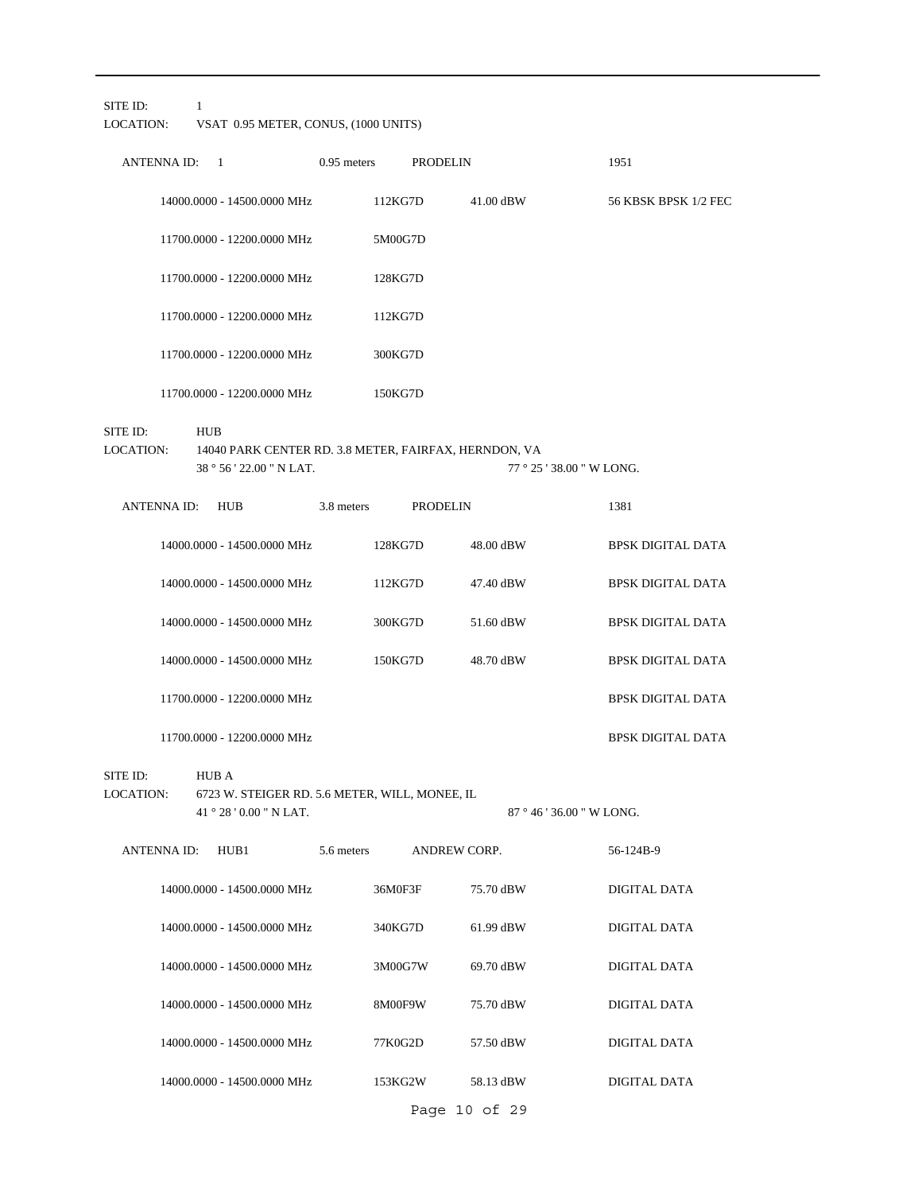SITE ID: 1
LOCATION: VSAT 0.95 METER, CONUS, (1000 UNITS)

| ANTENNA ID: 1 | 0.95 meters | PRODELIN | 1951 |
|---|---|---|---|
| 14000.0000 - 14500.0000 MHz | 112KG7D | 41.00 dBW | 56 KBSK BPSK 1/2 FEC |
| 11700.0000 - 12200.0000 MHz | 5M00G7D | | |
| 11700.0000 - 12200.0000 MHz | 128KG7D | | |
| 11700.0000 - 12200.0000 MHz | 112KG7D | | |
| 11700.0000 - 12200.0000 MHz | 300KG7D | | |
| 11700.0000 - 12200.0000 MHz | 150KG7D | | |

SITE ID: HUB
LOCATION: 14040 PARK CENTER RD. 3.8 METER, FAIRFAX, HERNDON, VA
38 ° 56 ' 22.00 " N LAT. 77 ° 25 ' 38.00 " W LONG.

| ANTENNA ID: HUB | 3.8 meters | PRODELIN | 1381 |
|---|---|---|---|
| 14000.0000 - 14500.0000 MHz | 128KG7D | 48.00 dBW | BPSK DIGITAL DATA |
| 14000.0000 - 14500.0000 MHz | 112KG7D | 47.40 dBW | BPSK DIGITAL DATA |
| 14000.0000 - 14500.0000 MHz | 300KG7D | 51.60 dBW | BPSK DIGITAL DATA |
| 14000.0000 - 14500.0000 MHz | 150KG7D | 48.70 dBW | BPSK DIGITAL DATA |
| 11700.0000 - 12200.0000 MHz | | | BPSK DIGITAL DATA |
| 11700.0000 - 12200.0000 MHz | | | BPSK DIGITAL DATA |

SITE ID: HUB A
LOCATION: 6723 W. STEIGER RD. 5.6 METER, WILL, MONEE, IL
41 ° 28 ' 0.00 " N LAT. 87 ° 46 ' 36.00 " W LONG.

| ANTENNA ID: HUB1 | 5.6 meters | ANDREW CORP. | 56-124B-9 |
|---|---|---|---|
| 14000.0000 - 14500.0000 MHz | 36M0F3F | 75.70 dBW | DIGITAL DATA |
| 14000.0000 - 14500.0000 MHz | 340KG7D | 61.99 dBW | DIGITAL DATA |
| 14000.0000 - 14500.0000 MHz | 3M00G7W | 69.70 dBW | DIGITAL DATA |
| 14000.0000 - 14500.0000 MHz | 8M00F9W | 75.70 dBW | DIGITAL DATA |
| 14000.0000 - 14500.0000 MHz | 77K0G2D | 57.50 dBW | DIGITAL DATA |
| 14000.0000 - 14500.0000 MHz | 153KG2W | 58.13 dBW | DIGITAL DATA |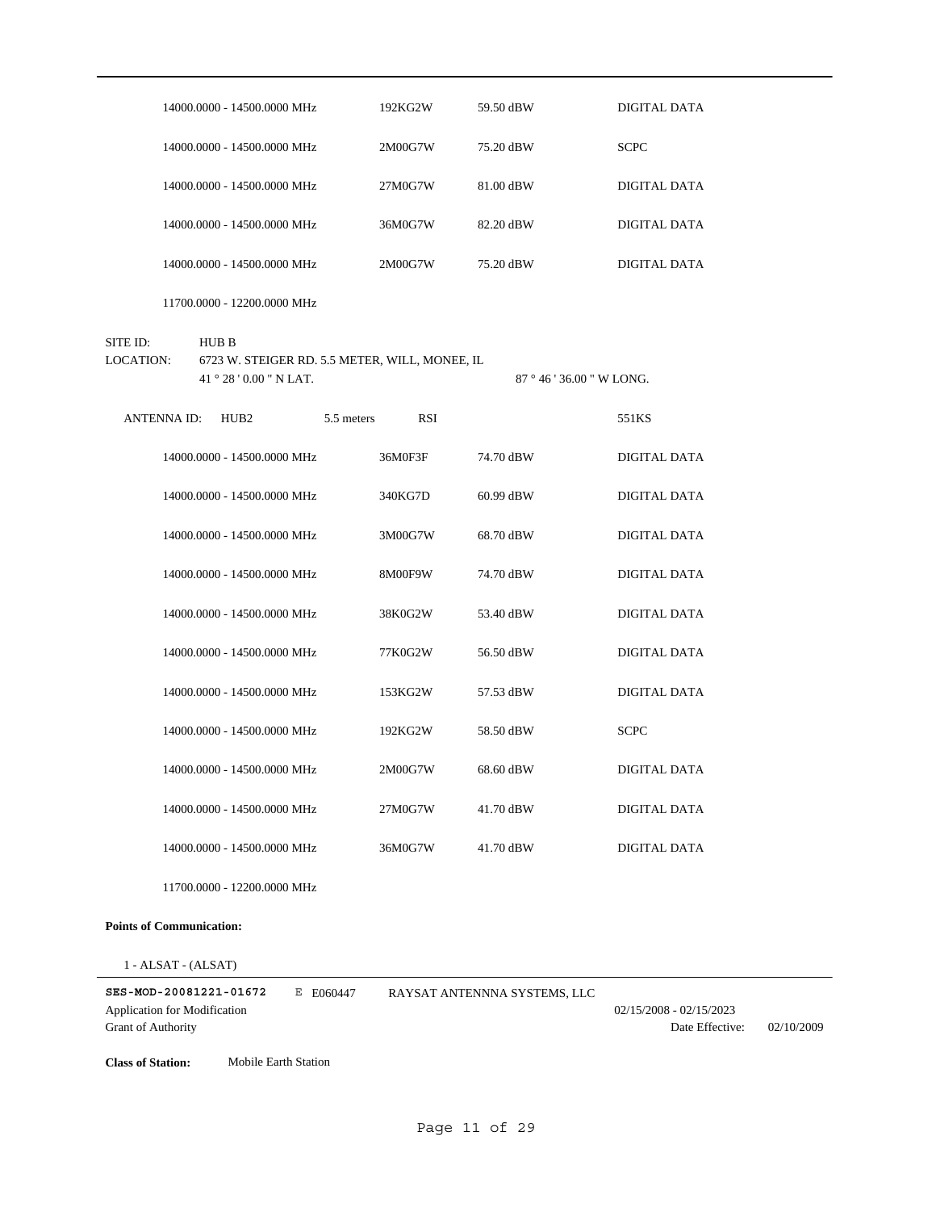| | | | |
|---|---|---|---|
| 14000.0000 - 14500.0000 MHz | 192KG2W | 59.50 dBW | DIGITAL DATA |
| 14000.0000 - 14500.0000 MHz | 2M00G7W | 75.20 dBW | SCPC |
| 14000.0000 - 14500.0000 MHz | 27M0G7W | 81.00 dBW | DIGITAL DATA |
| 14000.0000 - 14500.0000 MHz | 36M0G7W | 82.20 dBW | DIGITAL DATA |
| 14000.0000 - 14500.0000 MHz | 2M00G7W | 75.20 dBW | DIGITAL DATA |
| 11700.0000 - 12200.0000 MHz | | | |

SITE ID: HUB B

LOCATION: 6723 W. STEIGER RD. 5.5 METER, WILL, MONEE, IL
41 ° 28 ' 0.00 " N LAT. 87 ° 46 ' 36.00 " W LONG.

ANTENNA ID: HUB2 5.5 meters RSI 551KS

| | | | |
|---|---|---|---|
| 14000.0000 - 14500.0000 MHz | 36M0F3F | 74.70 dBW | DIGITAL DATA |
| 14000.0000 - 14500.0000 MHz | 340KG7D | 60.99 dBW | DIGITAL DATA |
| 14000.0000 - 14500.0000 MHz | 3M00G7W | 68.70 dBW | DIGITAL DATA |
| 14000.0000 - 14500.0000 MHz | 8M00F9W | 74.70 dBW | DIGITAL DATA |
| 14000.0000 - 14500.0000 MHz | 38K0G2W | 53.40 dBW | DIGITAL DATA |
| 14000.0000 - 14500.0000 MHz | 77K0G2W | 56.50 dBW | DIGITAL DATA |
| 14000.0000 - 14500.0000 MHz | 153KG2W | 57.53 dBW | DIGITAL DATA |
| 14000.0000 - 14500.0000 MHz | 192KG2W | 58.50 dBW | SCPC |
| 14000.0000 - 14500.0000 MHz | 2M00G7W | 68.60 dBW | DIGITAL DATA |
| 14000.0000 - 14500.0000 MHz | 27M0G7W | 41.70 dBW | DIGITAL DATA |
| 14000.0000 - 14500.0000 MHz | 36M0G7W | 41.70 dBW | DIGITAL DATA |
| 11700.0000 - 12200.0000 MHz | | | |

**Points of Communication:**

1 - ALSAT - (ALSAT)

**SES-MOD-20081221-01672** E E060447 RAYSAT ANTENNNA SYSTEMS, LLC

Application for Modification 02/15/2008 - 02/15/2023

Grant of Authority Date Effective: 02/10/2009

**Class of Station:** Mobile Earth Station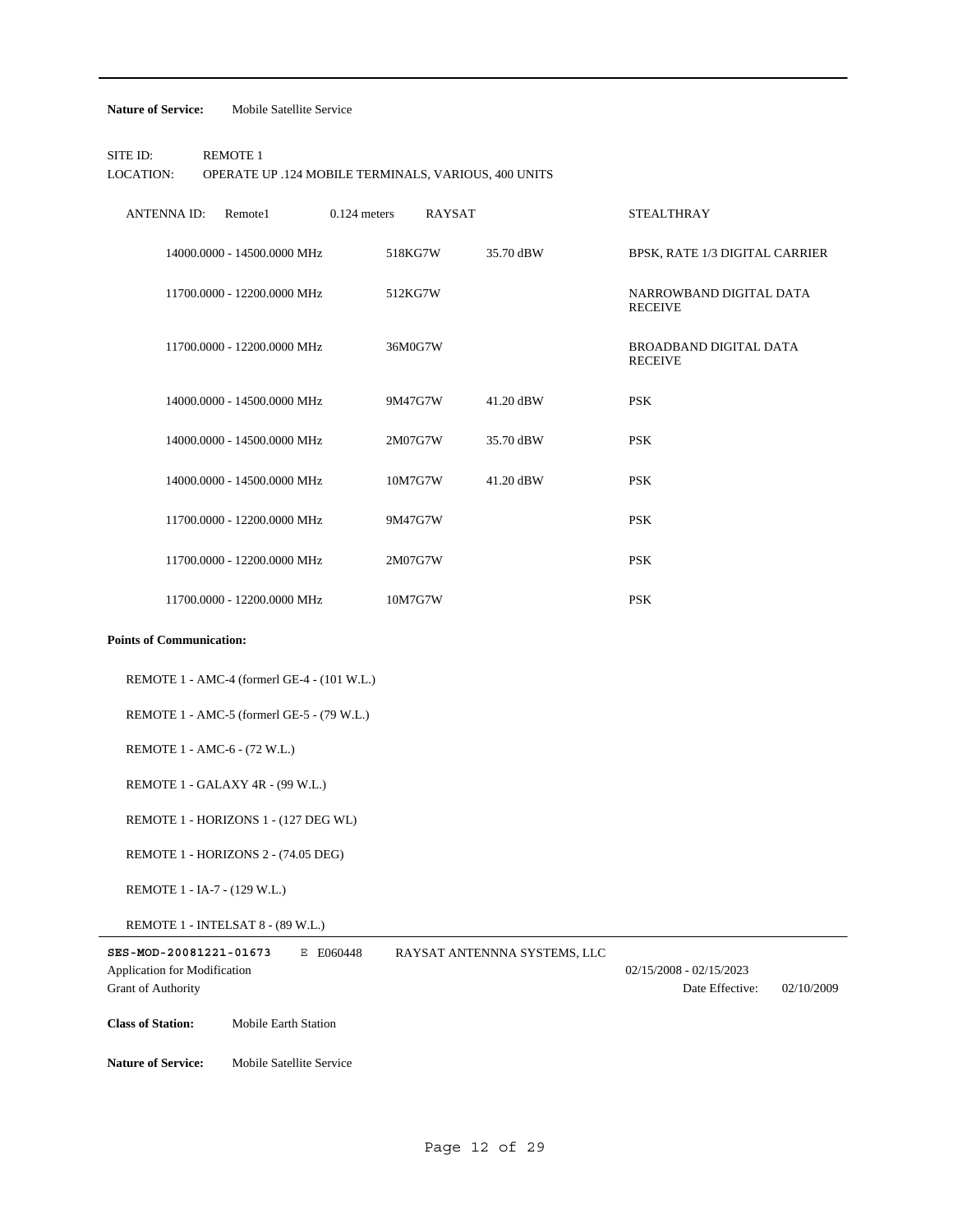**Nature of Service:** Mobile Satellite Service

SITE ID: REMOTE 1
LOCATION: OPERATE UP .124 MOBILE TERMINALS, VARIOUS, 400 UNITS

| ANTENNA ID: Remote1 | 0.124 meters | RAYSAT | STEALTHRAY |
|---|---|---|---|
| 14000.0000 - 14500.0000 MHz | 518KG7W | 35.70 dBW | BPSK, RATE 1/3 DIGITAL CARRIER |
| 11700.0000 - 12200.0000 MHz | 512KG7W | | NARROWBAND DIGITAL DATA RECEIVE |
| 11700.0000 - 12200.0000 MHz | 36M0G7W | | BROADBAND DIGITAL DATA RECEIVE |
| 14000.0000 - 14500.0000 MHz | 9M47G7W | 41.20 dBW | PSK |
| 14000.0000 - 14500.0000 MHz | 2M07G7W | 35.70 dBW | PSK |
| 14000.0000 - 14500.0000 MHz | 10M7G7W | 41.20 dBW | PSK |
| 11700.0000 - 12200.0000 MHz | 9M47G7W | | PSK |
| 11700.0000 - 12200.0000 MHz | 2M07G7W | | PSK |
| 11700.0000 - 12200.0000 MHz | 10M7G7W | | PSK |

**Points of Communication:**

REMOTE 1 - AMC-4 (formerl GE-4 - (101 W.L.)

REMOTE 1 - AMC-5 (formerl GE-5 - (79 W.L.)

REMOTE 1 - AMC-6 - (72 W.L.)

REMOTE 1 - GALAXY 4R - (99 W.L.)

REMOTE 1 - HORIZONS 1 - (127 DEG WL)

REMOTE 1 - HORIZONS 2 - (74.05 DEG)

REMOTE 1 - IA-7 - (129 W.L.)

REMOTE 1 - INTELSAT 8 - (89 W.L.)

---

**SES-MOD-20081221-01673** E E060448 RAYSAT ANTENNNA SYSTEMS, LLC

Application for Modification 02/15/2008 - 02/15/2023

Grant of Authority Date Effective: 02/10/2009

**Class of Station:** Mobile Earth Station

**Nature of Service:** Mobile Satellite Service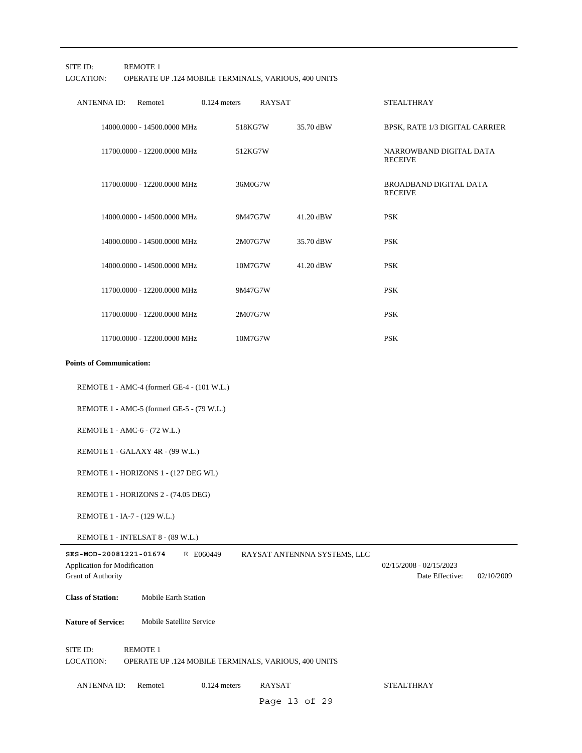SITE ID: REMOTE 1
LOCATION: OPERATE UP .124 MOBILE TERMINALS, VARIOUS, 400 UNITS

| ANTENNA ID: Remote1 | 0.124 meters | RAYSAT | STEALTHRAY |
|---|---|---|---|
| 14000.0000 - 14500.0000 MHz | 518KG7W | 35.70 dBW | BPSK, RATE 1/3 DIGITAL CARRIER |
| 11700.0000 - 12200.0000 MHz | 512KG7W | | NARROWBAND DIGITAL DATA RECEIVE |
| 11700.0000 - 12200.0000 MHz | 36M0G7W | | BROADBAND DIGITAL DATA RECEIVE |
| 14000.0000 - 14500.0000 MHz | 9M47G7W | 41.20 dBW | PSK |
| 14000.0000 - 14500.0000 MHz | 2M07G7W | 35.70 dBW | PSK |
| 14000.0000 - 14500.0000 MHz | 10M7G7W | 41.20 dBW | PSK |
| 11700.0000 - 12200.0000 MHz | 9M47G7W | | PSK |
| 11700.0000 - 12200.0000 MHz | 2M07G7W | | PSK |
| 11700.0000 - 12200.0000 MHz | 10M7G7W | | PSK |

**Points of Communication:**

REMOTE 1 - AMC-4 (formerl GE-4 - (101 W.L.)

REMOTE 1 - AMC-5 (formerl GE-5 - (79 W.L.)

REMOTE 1 - AMC-6 - (72 W.L.)

REMOTE 1 - GALAXY 4R - (99 W.L.)

REMOTE 1 - HORIZONS 1 - (127 DEG WL)

REMOTE 1 - HORIZONS 2 - (74.05 DEG)

REMOTE 1 - IA-7 - (129 W.L.)

REMOTE 1 - INTELSAT 8 - (89 W.L.)

---

**SES-MOD-20081221-01674** E E060449 RAYSAT ANTENNNA SYSTEMS, LLC

Application for Modification — 02/15/2008 - 02/15/2023

Grant of Authority — Date Effective: 02/10/2009

**Class of Station:** Mobile Earth Station

**Nature of Service:** Mobile Satellite Service

SITE ID: REMOTE 1
LOCATION: OPERATE UP .124 MOBILE TERMINALS, VARIOUS, 400 UNITS

ANTENNA ID: Remote1 0.124 meters RAYSAT STEALTHRAY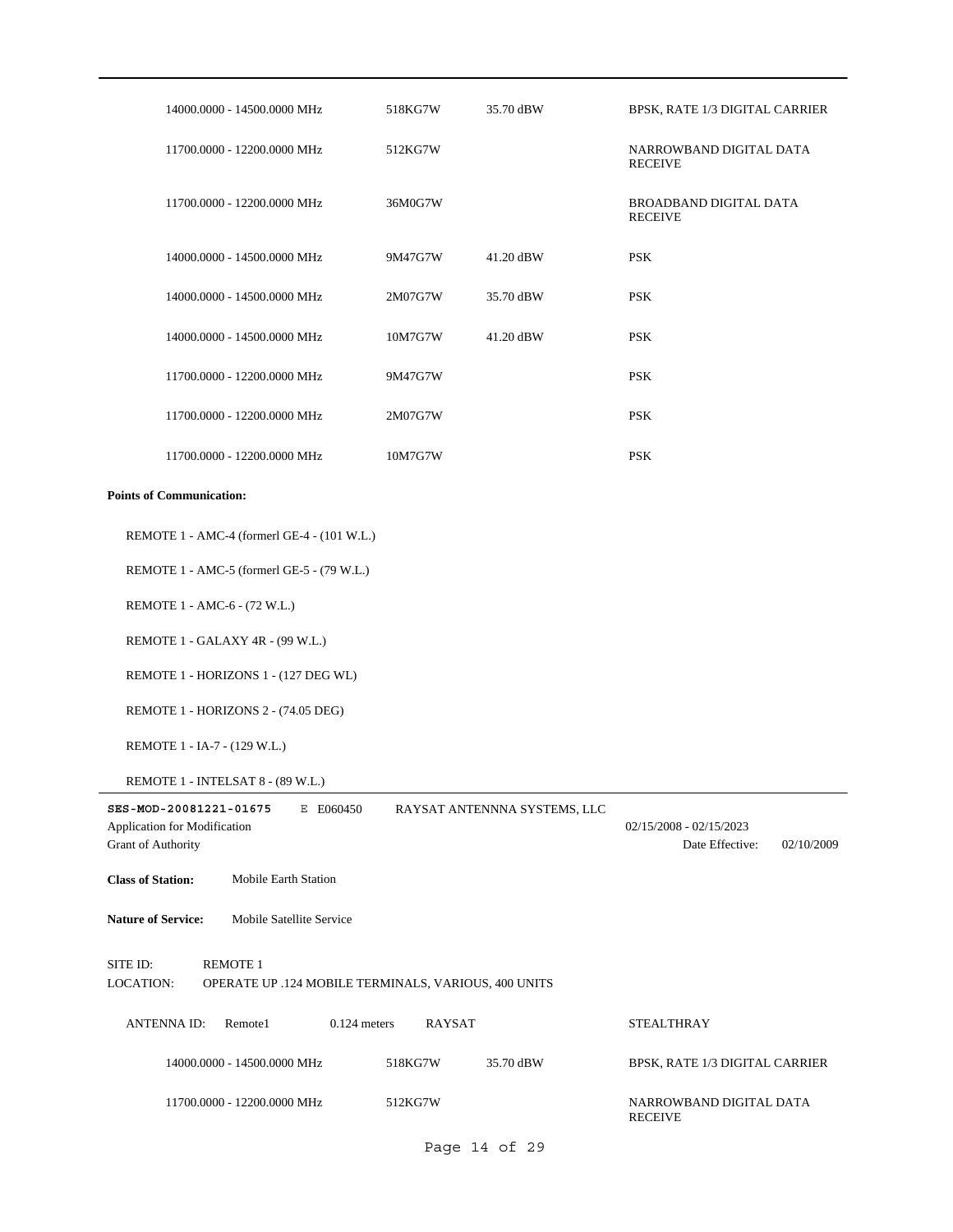| | | | |
|---|---|---|---|
| 14000.0000 - 14500.0000 MHz | 518KG7W | 35.70 dBW | BPSK, RATE 1/3 DIGITAL CARRIER |
| 11700.0000 - 12200.0000 MHz | 512KG7W | | NARROWBAND DIGITAL DATA RECEIVE |
| 11700.0000 - 12200.0000 MHz | 36M0G7W | | BROADBAND DIGITAL DATA RECEIVE |
| 14000.0000 - 14500.0000 MHz | 9M47G7W | 41.20 dBW | PSK |
| 14000.0000 - 14500.0000 MHz | 2M07G7W | 35.70 dBW | PSK |
| 14000.0000 - 14500.0000 MHz | 10M7G7W | 41.20 dBW | PSK |
| 11700.0000 - 12200.0000 MHz | 9M47G7W | | PSK |
| 11700.0000 - 12200.0000 MHz | 2M07G7W | | PSK |
| 11700.0000 - 12200.0000 MHz | 10M7G7W | | PSK |

**Points of Communication:**

REMOTE 1 - AMC-4 (formerl GE-4 - (101 W.L.)

REMOTE 1 - AMC-5 (formerl GE-5 - (79 W.L.)

REMOTE 1 - AMC-6 - (72 W.L.)

REMOTE 1 - GALAXY 4R - (99 W.L.)

REMOTE 1 - HORIZONS 1 - (127 DEG WL)

REMOTE 1 - HORIZONS 2 - (74.05 DEG)

REMOTE 1 - IA-7 - (129 W.L.)

REMOTE 1 - INTELSAT 8 - (89 W.L.)

---

**SES-MOD-20081221-01675** E E060450 RAYSAT ANTENNNA SYSTEMS, LLC

Application for Modification 02/15/2008 - 02/15/2023

Grant of Authority Date Effective: 02/10/2009

**Class of Station:** Mobile Earth Station

**Nature of Service:** Mobile Satellite Service

SITE ID: REMOTE 1

LOCATION: OPERATE UP .124 MOBILE TERMINALS, VARIOUS, 400 UNITS

ANTENNA ID: Remote1 0.124 meters RAYSAT STEALTHRAY

| | | | |
|---|---|---|---|
| 14000.0000 - 14500.0000 MHz | 518KG7W | 35.70 dBW | BPSK, RATE 1/3 DIGITAL CARRIER |
| 11700.0000 - 12200.0000 MHz | 512KG7W | | NARROWBAND DIGITAL DATA RECEIVE |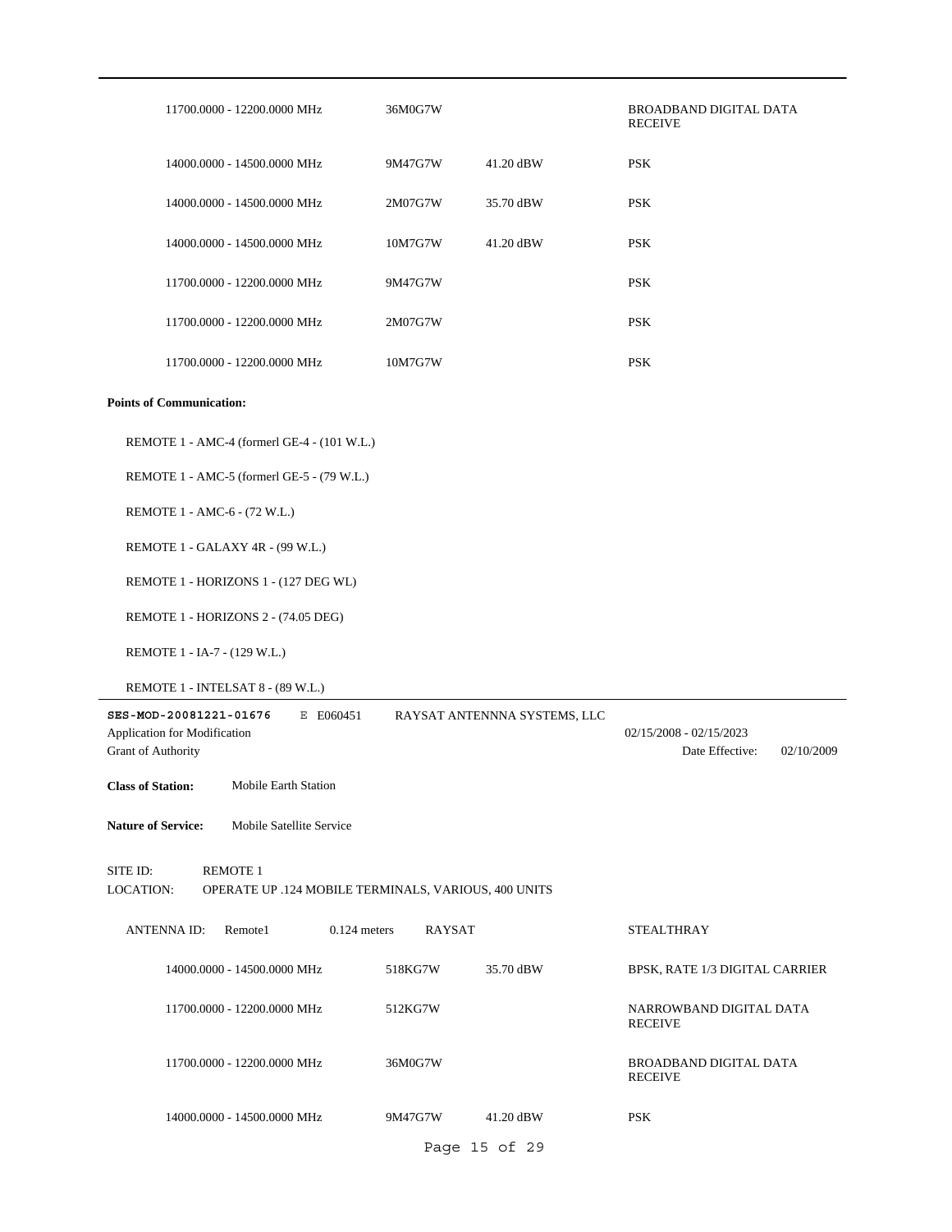| | | | |
|---|---|---|---|
| 11700.0000 - 12200.0000 MHz | 36M0G7W | | BROADBAND DIGITAL DATA RECEIVE |
| 14000.0000 - 14500.0000 MHz | 9M47G7W | 41.20 dBW | PSK |
| 14000.0000 - 14500.0000 MHz | 2M07G7W | 35.70 dBW | PSK |
| 14000.0000 - 14500.0000 MHz | 10M7G7W | 41.20 dBW | PSK |
| 11700.0000 - 12200.0000 MHz | 9M47G7W | | PSK |
| 11700.0000 - 12200.0000 MHz | 2M07G7W | | PSK |
| 11700.0000 - 12200.0000 MHz | 10M7G7W | | PSK |

**Points of Communication:**

REMOTE 1 - AMC-4 (formerl GE-4 - (101 W.L.)

REMOTE 1 - AMC-5 (formerl GE-5 - (79 W.L.)

REMOTE 1 - AMC-6 - (72 W.L.)

REMOTE 1 - GALAXY 4R - (99 W.L.)

REMOTE 1 - HORIZONS 1 - (127 DEG WL)

REMOTE 1 - HORIZONS 2 - (74.05 DEG)

REMOTE 1 - IA-7 - (129 W.L.)

REMOTE 1 - INTELSAT 8 - (89 W.L.)

---

**SES-MOD-20081221-01676** E E060451 RAYSAT ANTENNNA SYSTEMS, LLC

Application for Modification 02/15/2008 - 02/15/2023

Grant of Authority Date Effective: 02/10/2009

**Class of Station:** Mobile Earth Station

**Nature of Service:** Mobile Satellite Service

SITE ID: REMOTE 1

LOCATION: OPERATE UP .124 MOBILE TERMINALS, VARIOUS, 400 UNITS

ANTENNA ID: Remote1 0.124 meters RAYSAT STEALTHRAY

| | | | |
|---|---|---|---|
| 14000.0000 - 14500.0000 MHz | 518KG7W | 35.70 dBW | BPSK, RATE 1/3 DIGITAL CARRIER |
| 11700.0000 - 12200.0000 MHz | 512KG7W | | NARROWBAND DIGITAL DATA RECEIVE |
| 11700.0000 - 12200.0000 MHz | 36M0G7W | | BROADBAND DIGITAL DATA RECEIVE |
| 14000.0000 - 14500.0000 MHz | 9M47G7W | 41.20 dBW | PSK |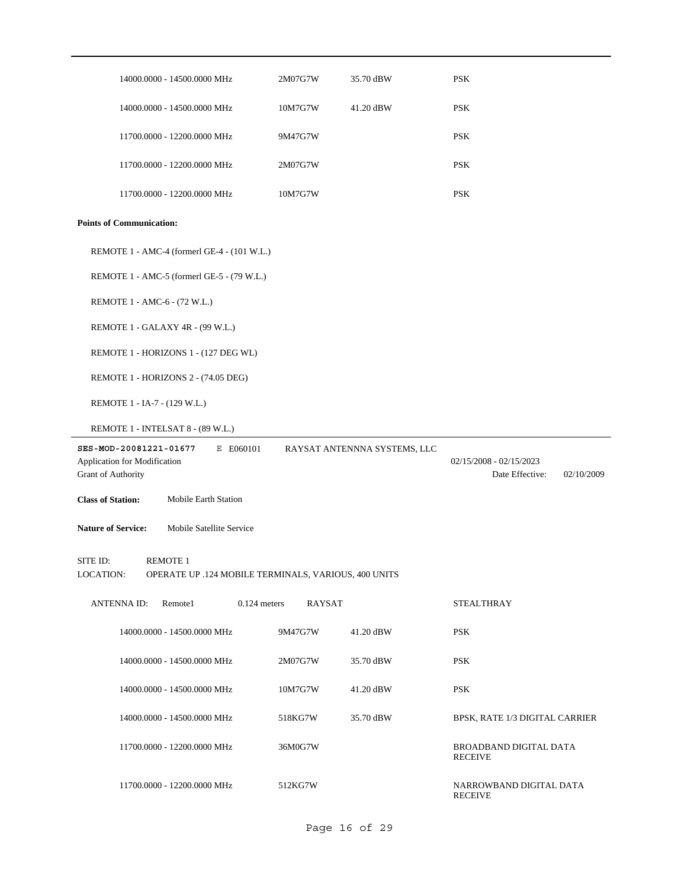| | | | |
|---|---|---|---|
| 14000.0000 - 14500.0000 MHz | 2M07G7W | 35.70 dBW | PSK |
| 14000.0000 - 14500.0000 MHz | 10M7G7W | 41.20 dBW | PSK |
| 11700.0000 - 12200.0000 MHz | 9M47G7W | | PSK |
| 11700.0000 - 12200.0000 MHz | 2M07G7W | | PSK |
| 11700.0000 - 12200.0000 MHz | 10M7G7W | | PSK |

**Points of Communication:**

REMOTE 1 - AMC-4 (formerl GE-4 - (101 W.L.)

REMOTE 1 - AMC-5 (formerl GE-5 - (79 W.L.)

REMOTE 1 - AMC-6 - (72 W.L.)

REMOTE 1 - GALAXY 4R - (99 W.L.)

REMOTE 1 - HORIZONS 1 - (127 DEG WL)

REMOTE 1 - HORIZONS 2 - (74.05 DEG)

REMOTE 1 - IA-7 - (129 W.L.)

REMOTE 1 - INTELSAT 8 - (89 W.L.)

---

**SES-MOD-20081221-01677** E E060101 RAYSAT ANTENNNA SYSTEMS, LLC

Application for Modification 02/15/2008 - 02/15/2023

Grant of Authority Date Effective: 02/10/2009

**Class of Station:** Mobile Earth Station

**Nature of Service:** Mobile Satellite Service

SITE ID: REMOTE 1

LOCATION: OPERATE UP .124 MOBILE TERMINALS, VARIOUS, 400 UNITS

ANTENNA ID: Remote1 0.124 meters RAYSAT STEALTHRAY

| | | | |
|---|---|---|---|
| 14000.0000 - 14500.0000 MHz | 9M47G7W | 41.20 dBW | PSK |
| 14000.0000 - 14500.0000 MHz | 2M07G7W | 35.70 dBW | PSK |
| 14000.0000 - 14500.0000 MHz | 10M7G7W | 41.20 dBW | PSK |
| 14000.0000 - 14500.0000 MHz | 518KG7W | 35.70 dBW | BPSK, RATE 1/3 DIGITAL CARRIER |
| 11700.0000 - 12200.0000 MHz | 36M0G7W | | BROADBAND DIGITAL DATA RECEIVE |
| 11700.0000 - 12200.0000 MHz | 512KG7W | | NARROWBAND DIGITAL DATA RECEIVE |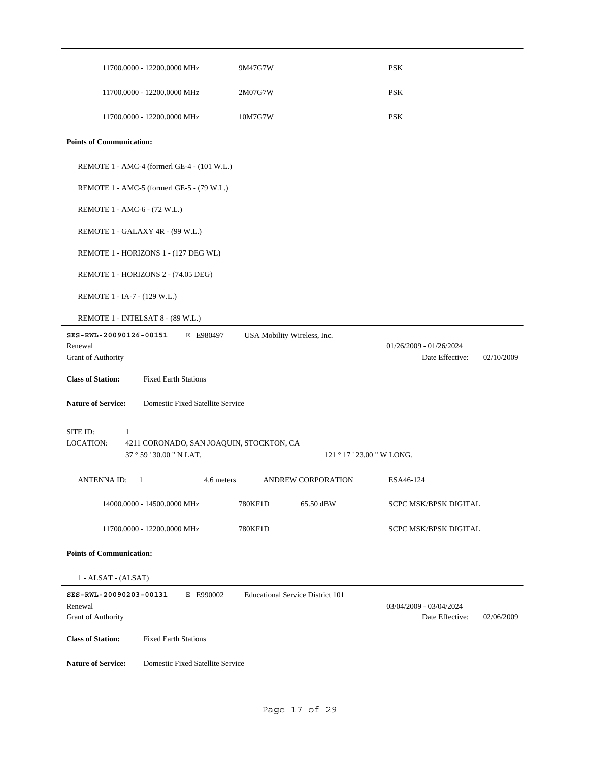| | | |
|---|---|---|
| 11700.0000 - 12200.0000 MHz | 9M47G7W | PSK |
| 11700.0000 - 12200.0000 MHz | 2M07G7W | PSK |
| 11700.0000 - 12200.0000 MHz | 10M7G7W | PSK |

**Points of Communication:**

REMOTE 1 - AMC-4 (formerl GE-4 - (101 W.L.)

REMOTE 1 - AMC-5 (formerl GE-5 - (79 W.L.)

REMOTE 1 - AMC-6 - (72 W.L.)

REMOTE 1 - GALAXY 4R - (99 W.L.)

REMOTE 1 - HORIZONS 1 - (127 DEG WL)

REMOTE 1 - HORIZONS 2 - (74.05 DEG)

REMOTE 1 - IA-7 - (129 W.L.)

REMOTE 1 - INTELSAT 8 - (89 W.L.)

---

**SES-RWL-20090126-00151** E E980497 USA Mobility Wireless, Inc.

Renewal 01/26/2009 - 01/26/2024

Grant of Authority Date Effective: 02/10/2009

**Class of Station:** Fixed Earth Stations

**Nature of Service:** Domestic Fixed Satellite Service

SITE ID: 1

LOCATION: 4211 CORONADO, SAN JOAQUIN, STOCKTON, CA

37 ° 59 ' 30.00 " N LAT. 121 ° 17 ' 23.00 " W LONG.

ANTENNA ID: 1 4.6 meters ANDREW CORPORATION ESA46-124

| | | | |
|---|---|---|---|
| 14000.0000 - 14500.0000 MHz | 780KF1D | 65.50 dBW | SCPC MSK/BPSK DIGITAL |
| 11700.0000 - 12200.0000 MHz | 780KF1D | | SCPC MSK/BPSK DIGITAL |

**Points of Communication:**

1 - ALSAT - (ALSAT)

---

**SES-RWL-20090203-00131** E E990002 Educational Service District 101

Renewal 03/04/2009 - 03/04/2024

Grant of Authority Date Effective: 02/06/2009

**Class of Station:** Fixed Earth Stations

**Nature of Service:** Domestic Fixed Satellite Service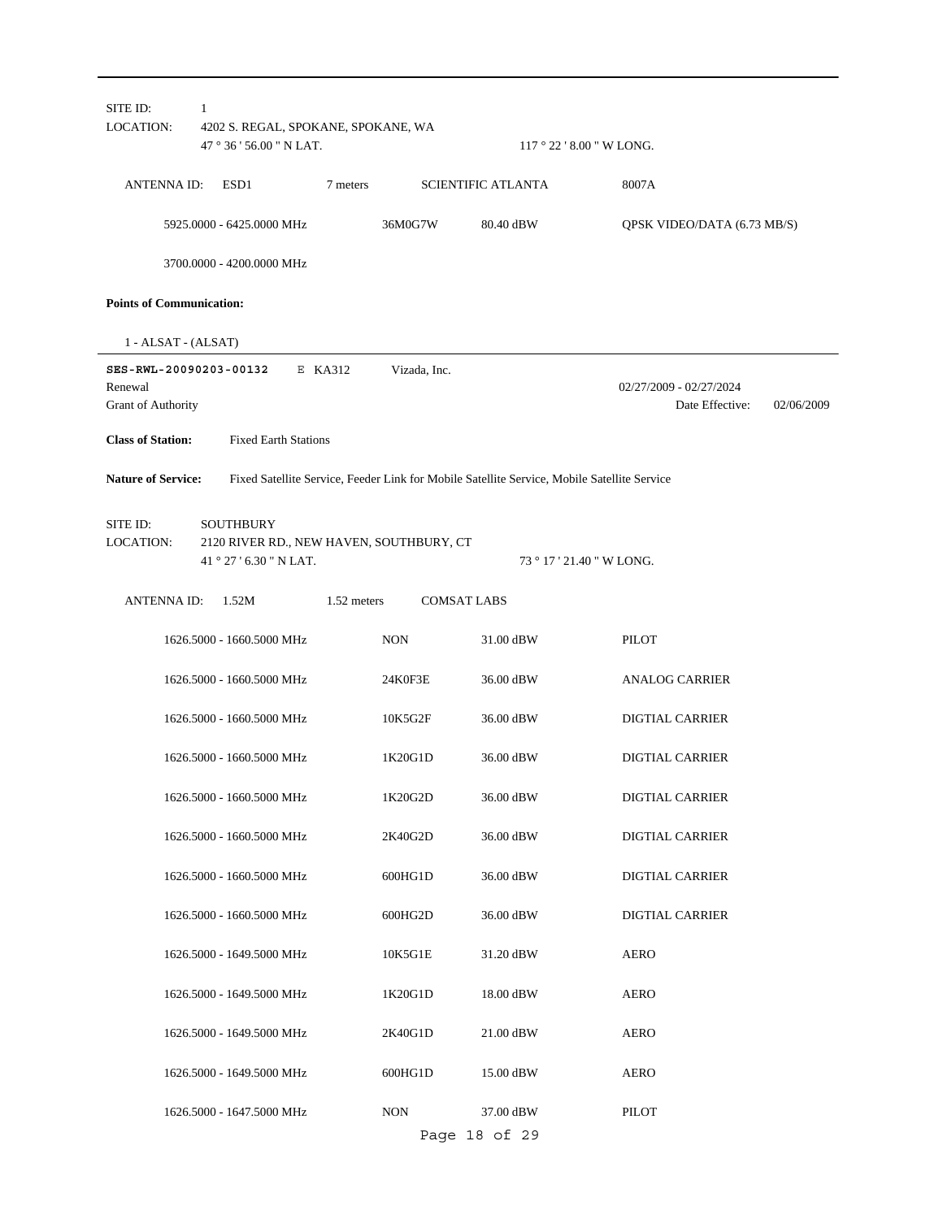SITE ID: 1

LOCATION: 4202 S. REGAL, SPOKANE, SPOKANE, WA

47 ° 36 ' 56.00 " N LAT. 117 ° 22 ' 8.00 " W LONG.

ANTENNA ID: ESD1 7 meters SCIENTIFIC ATLANTA 8007A

| | | | |
|---|---|---|---|
| 5925.0000 - 6425.0000 MHz | 36M0G7W | 80.40 dBW | QPSK VIDEO/DATA (6.73 MB/S) |
| 3700.0000 - 4200.0000 MHz | | | |

**Points of Communication:**

1 - ALSAT - (ALSAT)

---

**SES-RWL-20090203-00132** E KA312 Vizada, Inc.

Renewal 02/27/2009 - 02/27/2024

Grant of Authority Date Effective: 02/06/2009

**Class of Station:** Fixed Earth Stations

**Nature of Service:** Fixed Satellite Service, Feeder Link for Mobile Satellite Service, Mobile Satellite Service

SITE ID: SOUTHBURY

LOCATION: 2120 RIVER RD., NEW HAVEN, SOUTHBURY, CT

41 ° 27 ' 6.30 " N LAT. 73 ° 17 ' 21.40 " W LONG.

ANTENNA ID: 1.52M 1.52 meters COMSAT LABS

| | | | |
|---|---|---|---|
| 1626.5000 - 1660.5000 MHz | NON | 31.00 dBW | PILOT |
| 1626.5000 - 1660.5000 MHz | 24K0F3E | 36.00 dBW | ANALOG CARRIER |
| 1626.5000 - 1660.5000 MHz | 10K5G2F | 36.00 dBW | DIGTIAL CARRIER |
| 1626.5000 - 1660.5000 MHz | 1K20G1D | 36.00 dBW | DIGTIAL CARRIER |
| 1626.5000 - 1660.5000 MHz | 1K20G2D | 36.00 dBW | DIGTIAL CARRIER |
| 1626.5000 - 1660.5000 MHz | 2K40G2D | 36.00 dBW | DIGTIAL CARRIER |
| 1626.5000 - 1660.5000 MHz | 600HG1D | 36.00 dBW | DIGTIAL CARRIER |
| 1626.5000 - 1660.5000 MHz | 600HG2D | 36.00 dBW | DIGTIAL CARRIER |
| 1626.5000 - 1649.5000 MHz | 10K5G1E | 31.20 dBW | AERO |
| 1626.5000 - 1649.5000 MHz | 1K20G1D | 18.00 dBW | AERO |
| 1626.5000 - 1649.5000 MHz | 2K40G1D | 21.00 dBW | AERO |
| 1626.5000 - 1649.5000 MHz | 600HG1D | 15.00 dBW | AERO |
| 1626.5000 - 1647.5000 MHz | NON | 37.00 dBW | PILOT |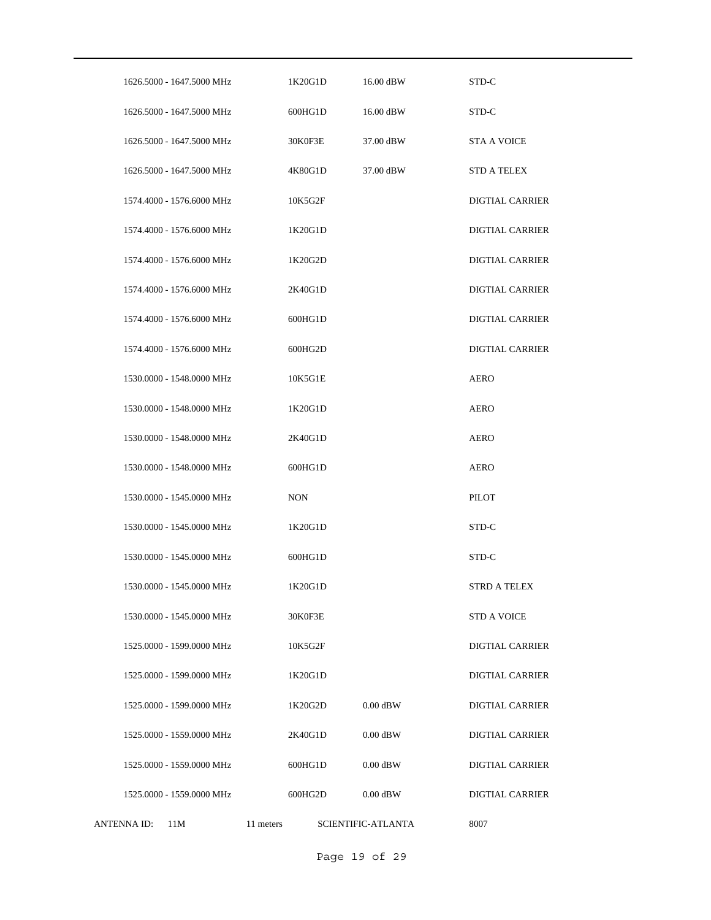| Frequency | Emission | Power | Description |
| --- | --- | --- | --- |
| 1626.5000 - 1647.5000 MHz | 1K20G1D | 16.00 dBW | STD-C |
| 1626.5000 - 1647.5000 MHz | 600HG1D | 16.00 dBW | STD-C |
| 1626.5000 - 1647.5000 MHz | 30K0F3E | 37.00 dBW | STA A VOICE |
| 1626.5000 - 1647.5000 MHz | 4K80G1D | 37.00 dBW | STD A TELEX |
| 1574.4000 - 1576.6000 MHz | 10K5G2F | | DIGTIAL CARRIER |
| 1574.4000 - 1576.6000 MHz | 1K20G1D | | DIGTIAL CARRIER |
| 1574.4000 - 1576.6000 MHz | 1K20G2D | | DIGTIAL CARRIER |
| 1574.4000 - 1576.6000 MHz | 2K40G1D | | DIGTIAL CARRIER |
| 1574.4000 - 1576.6000 MHz | 600HG1D | | DIGTIAL CARRIER |
| 1574.4000 - 1576.6000 MHz | 600HG2D | | DIGTIAL CARRIER |
| 1530.0000 - 1548.0000 MHz | 10K5G1E | | AERO |
| 1530.0000 - 1548.0000 MHz | 1K20G1D | | AERO |
| 1530.0000 - 1548.0000 MHz | 2K40G1D | | AERO |
| 1530.0000 - 1548.0000 MHz | 600HG1D | | AERO |
| 1530.0000 - 1545.0000 MHz | NON | | PILOT |
| 1530.0000 - 1545.0000 MHz | 1K20G1D | | STD-C |
| 1530.0000 - 1545.0000 MHz | 600HG1D | | STD-C |
| 1530.0000 - 1545.0000 MHz | 1K20G1D | | STRD A TELEX |
| 1530.0000 - 1545.0000 MHz | 30K0F3E | | STD A VOICE |
| 1525.0000 - 1599.0000 MHz | 10K5G2F | | DIGTIAL CARRIER |
| 1525.0000 - 1599.0000 MHz | 1K20G1D | | DIGTIAL CARRIER |
| 1525.0000 - 1599.0000 MHz | 1K20G2D | 0.00 dBW | DIGTIAL CARRIER |
| 1525.0000 - 1559.0000 MHz | 2K40G1D | 0.00 dBW | DIGTIAL CARRIER |
| 1525.0000 - 1559.0000 MHz | 600HG1D | 0.00 dBW | DIGTIAL CARRIER |
| 1525.0000 - 1559.0000 MHz | 600HG2D | 0.00 dBW | DIGTIAL CARRIER |

ANTENNA ID: 11M 11 meters SCIENTIFIC-ATLANTA 8007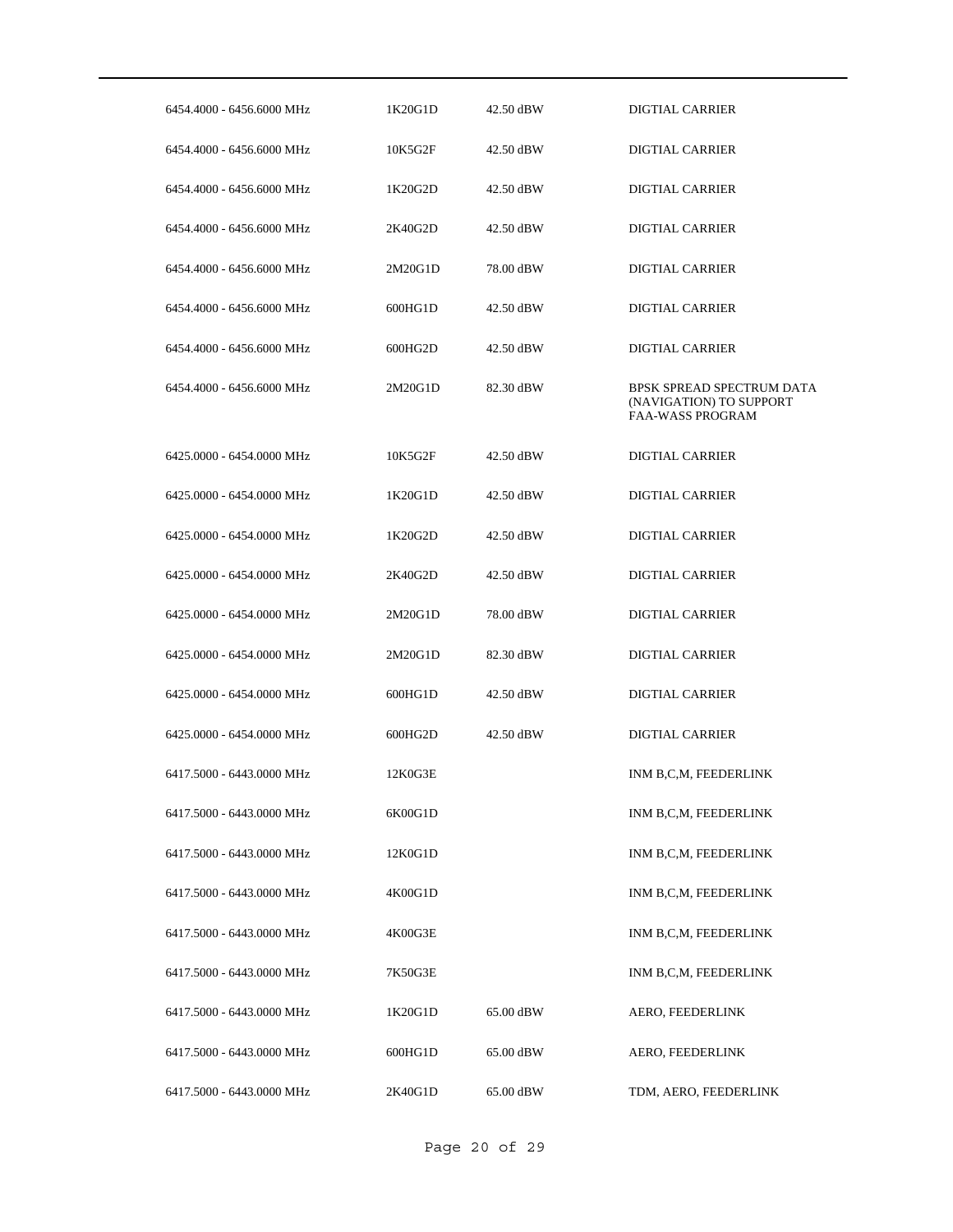| | | | |
|---|---|---|---|
| 6454.4000 - 6456.6000 MHz | 1K20G1D | 42.50 dBW | DIGTIAL CARRIER |
| 6454.4000 - 6456.6000 MHz | 10K5G2F | 42.50 dBW | DIGTIAL CARRIER |
| 6454.4000 - 6456.6000 MHz | 1K20G2D | 42.50 dBW | DIGTIAL CARRIER |
| 6454.4000 - 6456.6000 MHz | 2K40G2D | 42.50 dBW | DIGTIAL CARRIER |
| 6454.4000 - 6456.6000 MHz | 2M20G1D | 78.00 dBW | DIGTIAL CARRIER |
| 6454.4000 - 6456.6000 MHz | 600HG1D | 42.50 dBW | DIGTIAL CARRIER |
| 6454.4000 - 6456.6000 MHz | 600HG2D | 42.50 dBW | DIGTIAL CARRIER |
| 6454.4000 - 6456.6000 MHz | 2M20G1D | 82.30 dBW | BPSK SPREAD SPECTRUM DATA (NAVIGATION) TO SUPPORT FAA-WASS PROGRAM |
| 6425.0000 - 6454.0000 MHz | 10K5G2F | 42.50 dBW | DIGTIAL CARRIER |
| 6425.0000 - 6454.0000 MHz | 1K20G1D | 42.50 dBW | DIGTIAL CARRIER |
| 6425.0000 - 6454.0000 MHz | 1K20G2D | 42.50 dBW | DIGTIAL CARRIER |
| 6425.0000 - 6454.0000 MHz | 2K40G2D | 42.50 dBW | DIGTIAL CARRIER |
| 6425.0000 - 6454.0000 MHz | 2M20G1D | 78.00 dBW | DIGTIAL CARRIER |
| 6425.0000 - 6454.0000 MHz | 2M20G1D | 82.30 dBW | DIGTIAL CARRIER |
| 6425.0000 - 6454.0000 MHz | 600HG1D | 42.50 dBW | DIGTIAL CARRIER |
| 6425.0000 - 6454.0000 MHz | 600HG2D | 42.50 dBW | DIGTIAL CARRIER |
| 6417.5000 - 6443.0000 MHz | 12K0G3E | | INM B,C,M, FEEDERLINK |
| 6417.5000 - 6443.0000 MHz | 6K00G1D | | INM B,C,M, FEEDERLINK |
| 6417.5000 - 6443.0000 MHz | 12K0G1D | | INM B,C,M, FEEDERLINK |
| 6417.5000 - 6443.0000 MHz | 4K00G1D | | INM B,C,M, FEEDERLINK |
| 6417.5000 - 6443.0000 MHz | 4K00G3E | | INM B,C,M, FEEDERLINK |
| 6417.5000 - 6443.0000 MHz | 7K50G3E | | INM B,C,M, FEEDERLINK |
| 6417.5000 - 6443.0000 MHz | 1K20G1D | 65.00 dBW | AERO, FEEDERLINK |
| 6417.5000 - 6443.0000 MHz | 600HG1D | 65.00 dBW | AERO, FEEDERLINK |
| 6417.5000 - 6443.0000 MHz | 2K40G1D | 65.00 dBW | TDM, AERO, FEEDERLINK |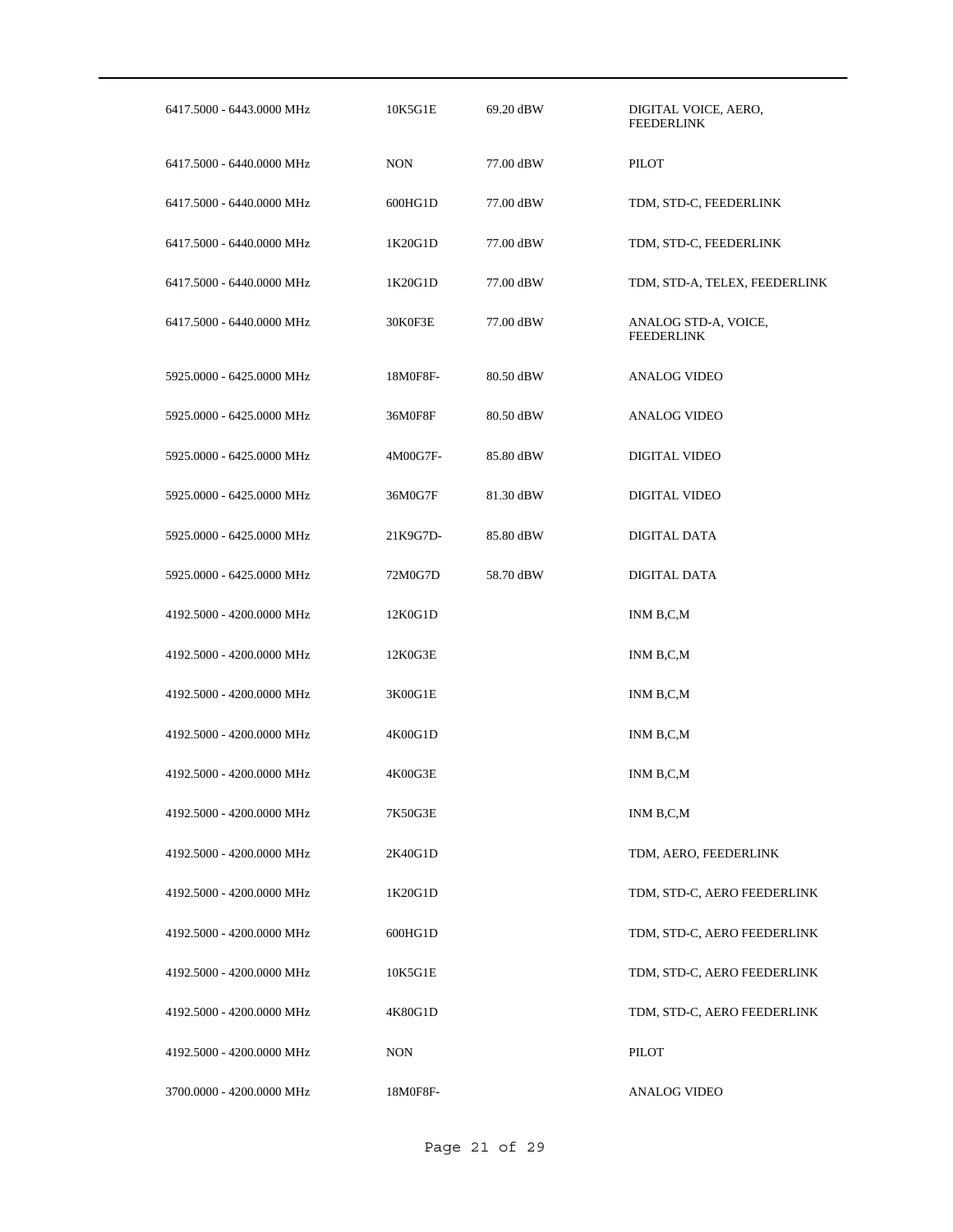| | | | |
|---|---|---|---|
| 6417.5000 - 6443.0000 MHz | 10K5G1E | 69.20 dBW | DIGITAL VOICE, AERO, FEEDERLINK |
| 6417.5000 - 6440.0000 MHz | NON | 77.00 dBW | PILOT |
| 6417.5000 - 6440.0000 MHz | 600HG1D | 77.00 dBW | TDM, STD-C, FEEDERLINK |
| 6417.5000 - 6440.0000 MHz | 1K20G1D | 77.00 dBW | TDM, STD-C, FEEDERLINK |
| 6417.5000 - 6440.0000 MHz | 1K20G1D | 77.00 dBW | TDM, STD-A, TELEX, FEEDERLINK |
| 6417.5000 - 6440.0000 MHz | 30K0F3E | 77.00 dBW | ANALOG STD-A, VOICE, FEEDERLINK |
| 5925.0000 - 6425.0000 MHz | 18M0F8F- | 80.50 dBW | ANALOG VIDEO |
| 5925.0000 - 6425.0000 MHz | 36M0F8F | 80.50 dBW | ANALOG VIDEO |
| 5925.0000 - 6425.0000 MHz | 4M00G7F- | 85.80 dBW | DIGITAL VIDEO |
| 5925.0000 - 6425.0000 MHz | 36M0G7F | 81.30 dBW | DIGITAL VIDEO |
| 5925.0000 - 6425.0000 MHz | 21K9G7D- | 85.80 dBW | DIGITAL DATA |
| 5925.0000 - 6425.0000 MHz | 72M0G7D | 58.70 dBW | DIGITAL DATA |
| 4192.5000 - 4200.0000 MHz | 12K0G1D | | INM B,C,M |
| 4192.5000 - 4200.0000 MHz | 12K0G3E | | INM B,C,M |
| 4192.5000 - 4200.0000 MHz | 3K00G1E | | INM B,C,M |
| 4192.5000 - 4200.0000 MHz | 4K00G1D | | INM B,C,M |
| 4192.5000 - 4200.0000 MHz | 4K00G3E | | INM B,C,M |
| 4192.5000 - 4200.0000 MHz | 7K50G3E | | INM B,C,M |
| 4192.5000 - 4200.0000 MHz | 2K40G1D | | TDM, AERO, FEEDERLINK |
| 4192.5000 - 4200.0000 MHz | 1K20G1D | | TDM, STD-C, AERO FEEDERLINK |
| 4192.5000 - 4200.0000 MHz | 600HG1D | | TDM, STD-C, AERO FEEDERLINK |
| 4192.5000 - 4200.0000 MHz | 10K5G1E | | TDM, STD-C, AERO FEEDERLINK |
| 4192.5000 - 4200.0000 MHz | 4K80G1D | | TDM, STD-C, AERO FEEDERLINK |
| 4192.5000 - 4200.0000 MHz | NON | | PILOT |
| 3700.0000 - 4200.0000 MHz | 18M0F8F- | | ANALOG VIDEO |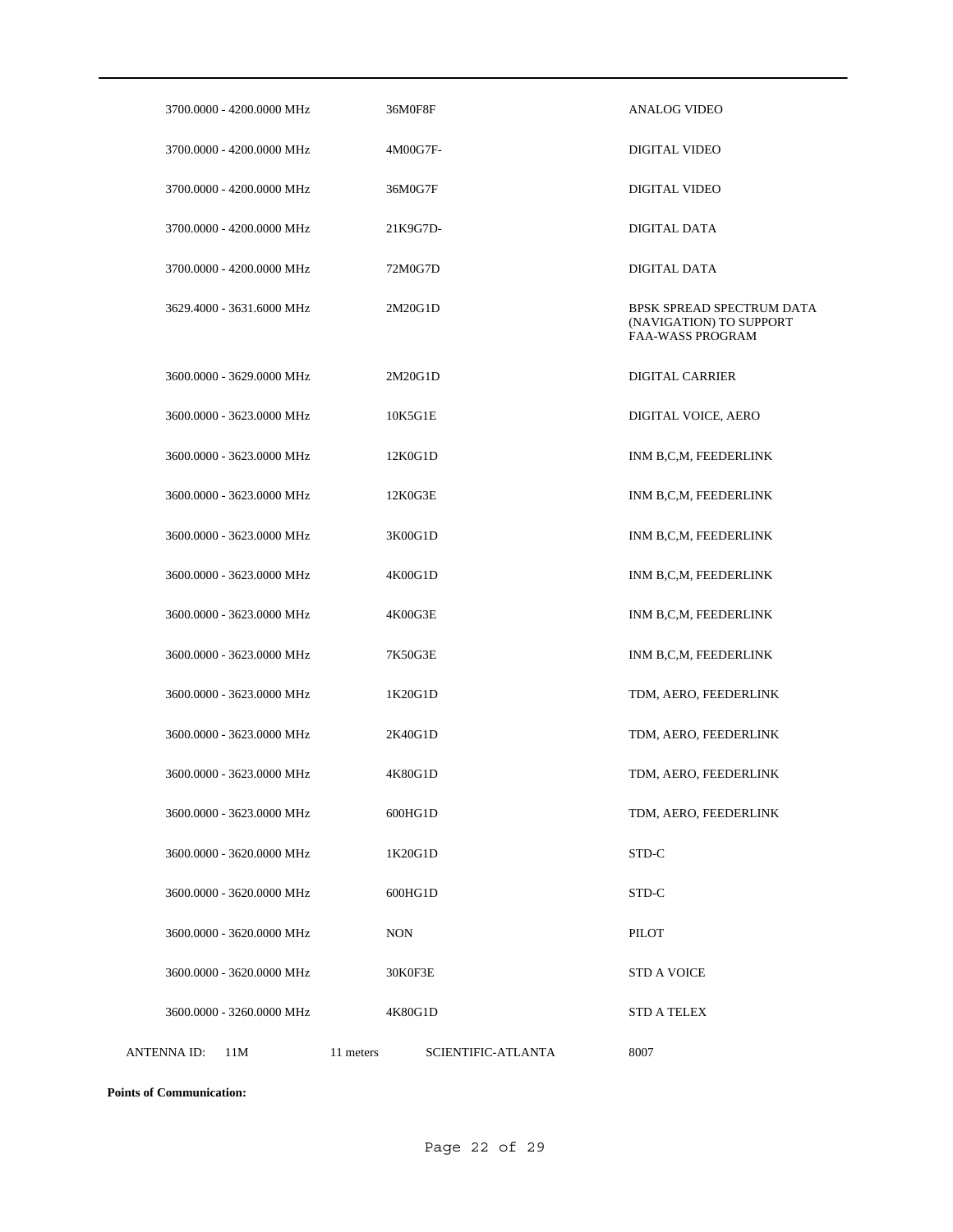| | | |
|---|---|---|
| 3700.0000 - 4200.0000 MHz | 36M0F8F | ANALOG VIDEO |
| 3700.0000 - 4200.0000 MHz | 4M00G7F- | DIGITAL VIDEO |
| 3700.0000 - 4200.0000 MHz | 36M0G7F | DIGITAL VIDEO |
| 3700.0000 - 4200.0000 MHz | 21K9G7D- | DIGITAL DATA |
| 3700.0000 - 4200.0000 MHz | 72M0G7D | DIGITAL DATA |
| 3629.4000 - 3631.6000 MHz | 2M20G1D | BPSK SPREAD SPECTRUM DATA (NAVIGATION) TO SUPPORT FAA-WASS PROGRAM |
| 3600.0000 - 3629.0000 MHz | 2M20G1D | DIGITAL CARRIER |
| 3600.0000 - 3623.0000 MHz | 10K5G1E | DIGITAL VOICE, AERO |
| 3600.0000 - 3623.0000 MHz | 12K0G1D | INM B,C,M, FEEDERLINK |
| 3600.0000 - 3623.0000 MHz | 12K0G3E | INM B,C,M, FEEDERLINK |
| 3600.0000 - 3623.0000 MHz | 3K00G1D | INM B,C,M, FEEDERLINK |
| 3600.0000 - 3623.0000 MHz | 4K00G1D | INM B,C,M, FEEDERLINK |
| 3600.0000 - 3623.0000 MHz | 4K00G3E | INM B,C,M, FEEDERLINK |
| 3600.0000 - 3623.0000 MHz | 7K50G3E | INM B,C,M, FEEDERLINK |
| 3600.0000 - 3623.0000 MHz | 1K20G1D | TDM, AERO, FEEDERLINK |
| 3600.0000 - 3623.0000 MHz | 2K40G1D | TDM, AERO, FEEDERLINK |
| 3600.0000 - 3623.0000 MHz | 4K80G1D | TDM, AERO, FEEDERLINK |
| 3600.0000 - 3623.0000 MHz | 600HG1D | TDM, AERO, FEEDERLINK |
| 3600.0000 - 3620.0000 MHz | 1K20G1D | STD-C |
| 3600.0000 - 3620.0000 MHz | 600HG1D | STD-C |
| 3600.0000 - 3620.0000 MHz | NON | PILOT |
| 3600.0000 - 3620.0000 MHz | 30K0F3E | STD A VOICE |
| 3600.0000 - 3260.0000 MHz | 4K80G1D | STD A TELEX |

ANTENNA ID: 11M 11 meters SCIENTIFIC-ATLANTA 8007

**Points of Communication:**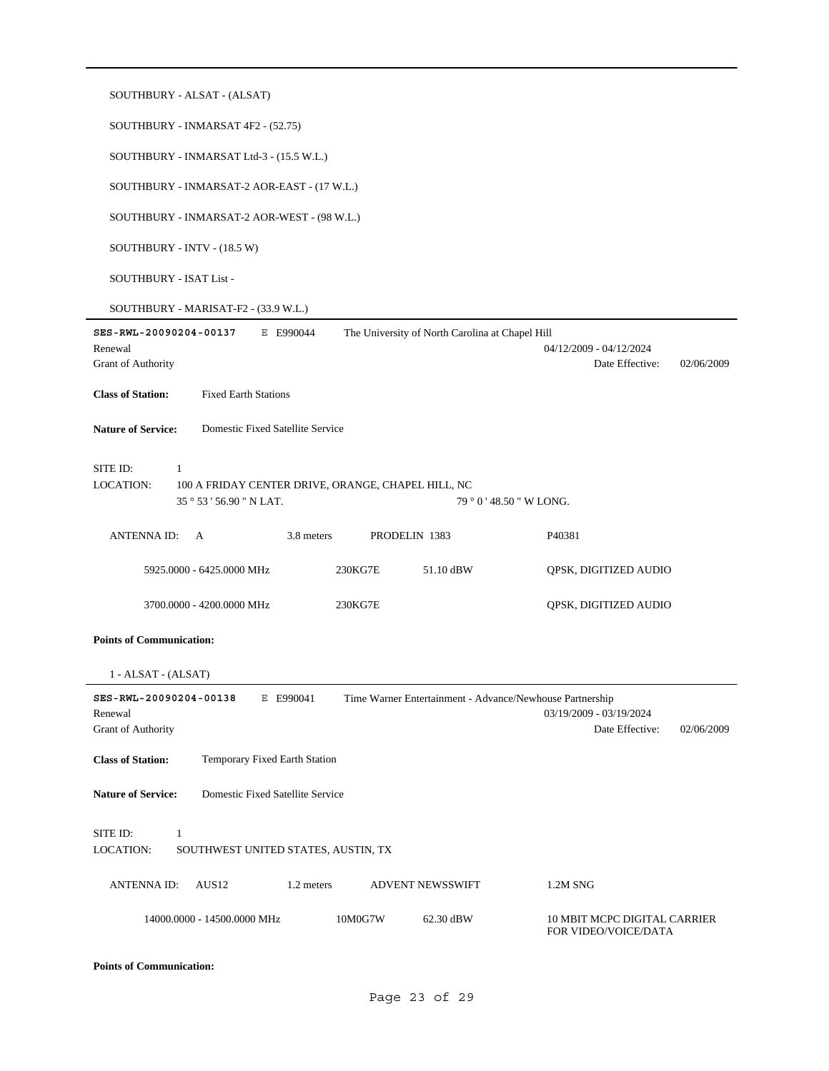SOUTHBURY - ALSAT - (ALSAT)

SOUTHBURY - INMARSAT 4F2 - (52.75)

SOUTHBURY - INMARSAT Ltd-3 - (15.5 W.L.)

SOUTHBURY - INMARSAT-2 AOR-EAST - (17 W.L.)

SOUTHBURY - INMARSAT-2 AOR-WEST - (98 W.L.)

SOUTHBURY - INTV - (18.5 W)

SOUTHBURY - ISAT List -

SOUTHBURY - MARISAT-F2 - (33.9 W.L.)

---

**SES-RWL-20090204-00137** E E990044 The University of North Carolina at Chapel Hill

Renewal 04/12/2009 - 04/12/2024

Grant of Authority Date Effective: 02/06/2009

**Class of Station:** Fixed Earth Stations

**Nature of Service:** Domestic Fixed Satellite Service

SITE ID: 1

LOCATION: 100 A FRIDAY CENTER DRIVE, ORANGE, CHAPEL HILL, NC

35 ° 53 ' 56.90 " N LAT. 79 ° 0 ' 48.50 " W LONG.

ANTENNA ID: A 3.8 meters PRODELIN 1383 P40381

| | | | |
|---|---|---|---|
| 5925.0000 - 6425.0000 MHz | 230KG7E | 51.10 dBW | QPSK, DIGITIZED AUDIO |
| 3700.0000 - 4200.0000 MHz | 230KG7E | | QPSK, DIGITIZED AUDIO |

**Points of Communication:**

1 - ALSAT - (ALSAT)

---

**SES-RWL-20090204-00138** E E990041 Time Warner Entertainment - Advance/Newhouse Partnership

Renewal 03/19/2009 - 03/19/2024

Grant of Authority Date Effective: 02/06/2009

**Class of Station:** Temporary Fixed Earth Station

**Nature of Service:** Domestic Fixed Satellite Service

SITE ID: 1

LOCATION: SOUTHWEST UNITED STATES, AUSTIN, TX

ANTENNA ID: AUS12 1.2 meters ADVENT NEWSSWIFT 1.2M SNG

| | | | |
|---|---|---|---|
| 14000.0000 - 14500.0000 MHz | 10M0G7W | 62.30 dBW | 10 MBIT MCPC DIGITAL CARRIER FOR VIDEO/VOICE/DATA |

**Points of Communication:**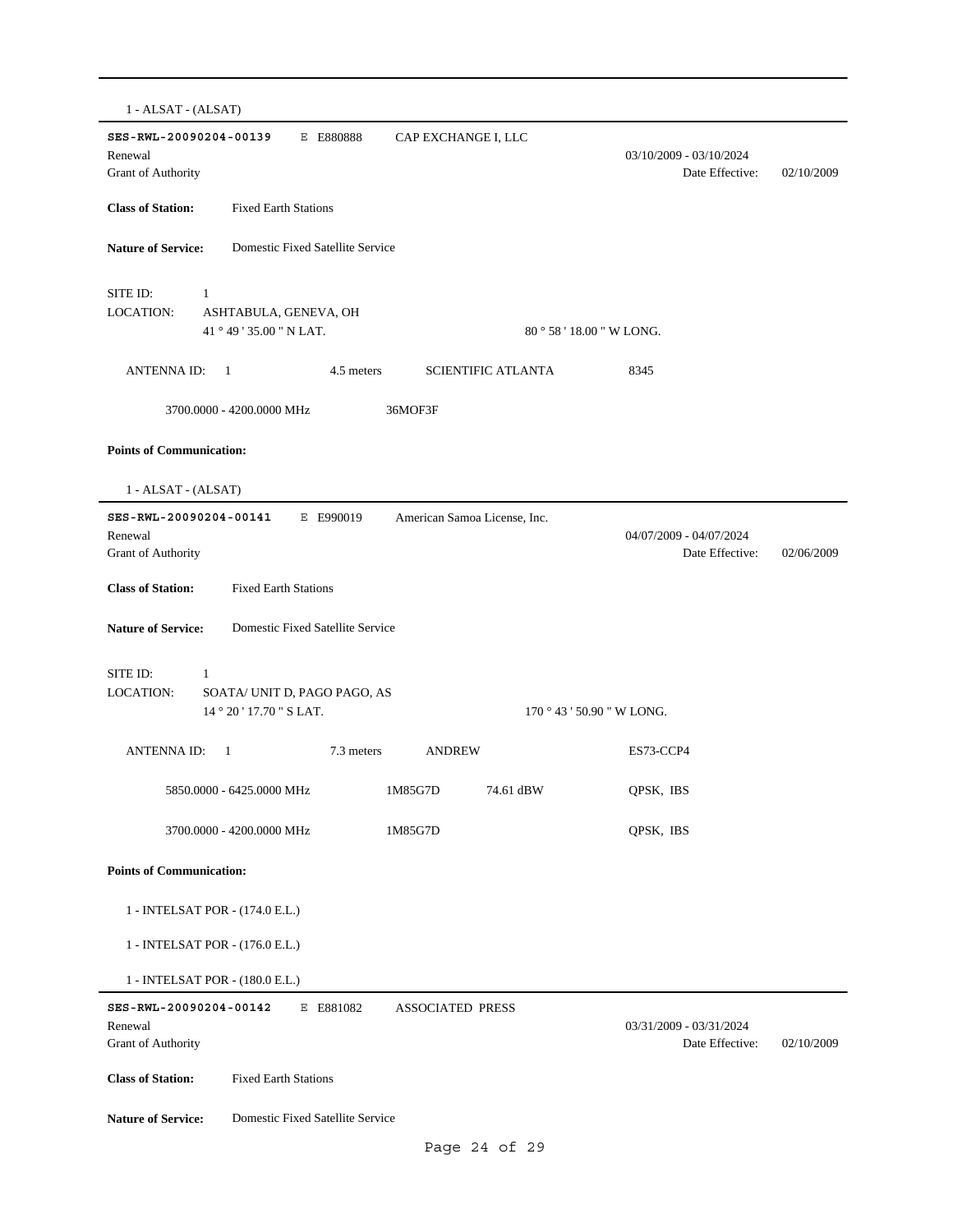1 - ALSAT - (ALSAT)

---

**SES-RWL-20090204-00139** E E880888 CAP EXCHANGE I, LLC

Renewal 03/10/2009 - 03/10/2024

Grant of Authority Date Effective: 02/10/2009

**Class of Station:** Fixed Earth Stations

**Nature of Service:** Domestic Fixed Satellite Service

SITE ID: 1

LOCATION: ASHTABULA, GENEVA, OH

41 ° 49 ' 35.00 " N LAT. 80 ° 58 ' 18.00 " W LONG.

ANTENNA ID: 1 4.5 meters SCIENTIFIC ATLANTA 8345

3700.0000 - 4200.0000 MHz 36MOF3F

**Points of Communication:**

1 - ALSAT - (ALSAT)

---

**SES-RWL-20090204-00141** E E990019 American Samoa License, Inc.

Renewal 04/07/2009 - 04/07/2024

Grant of Authority Date Effective: 02/06/2009

**Class of Station:** Fixed Earth Stations

**Nature of Service:** Domestic Fixed Satellite Service

SITE ID: 1

LOCATION: SOATA/ UNIT D, PAGO PAGO, AS

14 ° 20 ' 17.70 " S LAT. 170 ° 43 ' 50.90 " W LONG.

ANTENNA ID: 1 7.3 meters ANDREW ES73-CCP4

5850.0000 - 6425.0000 MHz 1M85G7D 74.61 dBW QPSK, IBS

3700.0000 - 4200.0000 MHz 1M85G7D QPSK, IBS

**Points of Communication:**

1 - INTELSAT POR - (174.0 E.L.)

1 - INTELSAT POR - (176.0 E.L.)

1 - INTELSAT POR - (180.0 E.L.)

---

**SES-RWL-20090204-00142** E E881082 ASSOCIATED PRESS

Renewal 03/31/2009 - 03/31/2024

Grant of Authority Date Effective: 02/10/2009

**Class of Station:** Fixed Earth Stations

**Nature of Service:** Domestic Fixed Satellite Service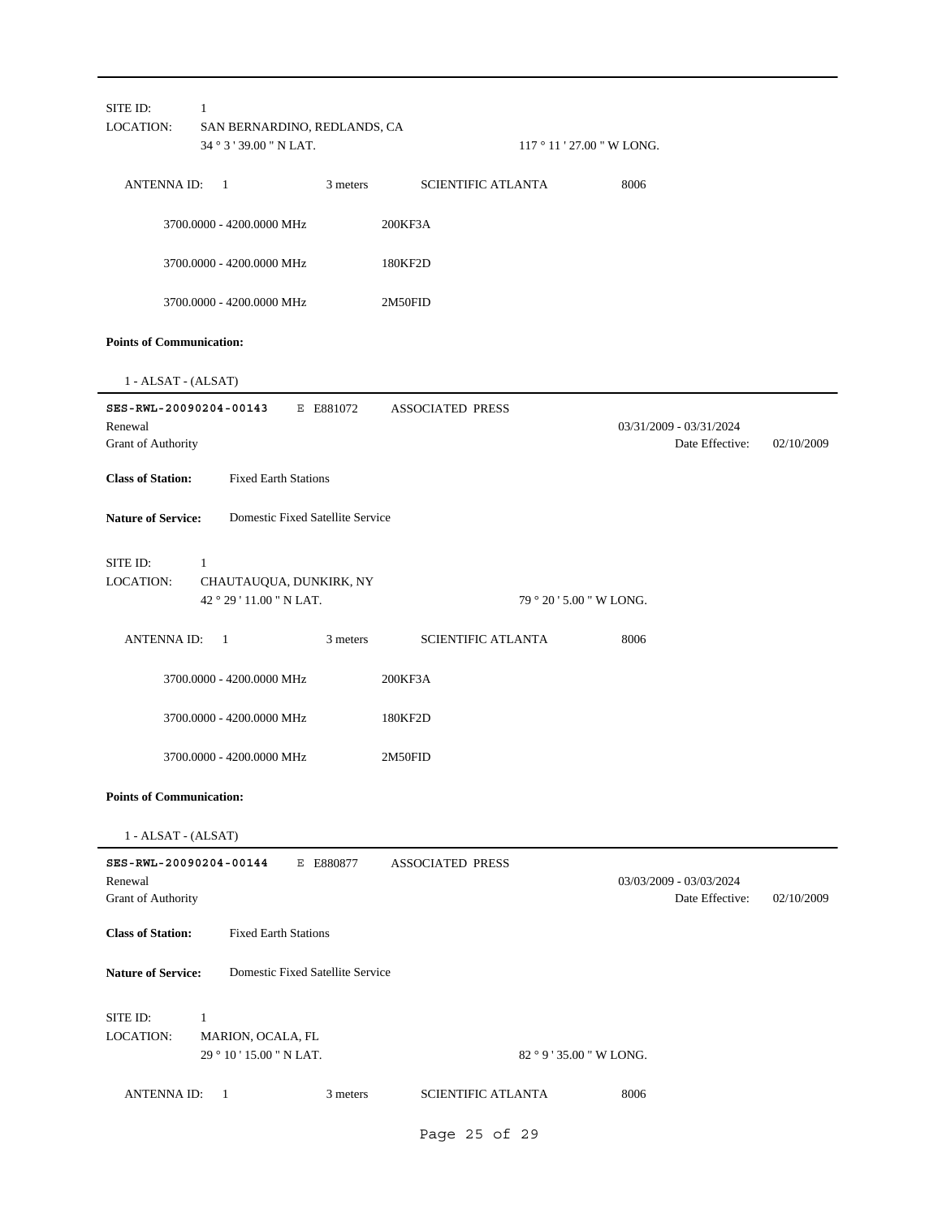---

SITE ID: 1
LOCATION: SAN BERNARDINO, REDLANDS, CA
34 ° 3 ' 39.00 " N LAT. 117 ° 11 ' 27.00 " W LONG.

ANTENNA ID: 1 3 meters SCIENTIFIC ATLANTA 8006

3700.0000 - 4200.0000 MHz 200KF3A

3700.0000 - 4200.0000 MHz 180KF2D

3700.0000 - 4200.0000 MHz 2M50FID

**Points of Communication:**

1 - ALSAT - (ALSAT)

---

**SES-RWL-20090204-00143** E E881072 ASSOCIATED PRESS
Renewal 03/31/2009 - 03/31/2024
Grant of Authority Date Effective: 02/10/2009

**Class of Station:** Fixed Earth Stations

**Nature of Service:** Domestic Fixed Satellite Service

SITE ID: 1
LOCATION: CHAUTAUQUA, DUNKIRK, NY
42 ° 29 ' 11.00 " N LAT. 79 ° 20 ' 5.00 " W LONG.

ANTENNA ID: 1 3 meters SCIENTIFIC ATLANTA 8006

3700.0000 - 4200.0000 MHz 200KF3A

3700.0000 - 4200.0000 MHz 180KF2D

3700.0000 - 4200.0000 MHz 2M50FID

**Points of Communication:**

1 - ALSAT - (ALSAT)

---

**SES-RWL-20090204-00144** E E880877 ASSOCIATED PRESS
Renewal 03/03/2009 - 03/03/2024
Grant of Authority Date Effective: 02/10/2009

**Class of Station:** Fixed Earth Stations

**Nature of Service:** Domestic Fixed Satellite Service

SITE ID: 1
LOCATION: MARION, OCALA, FL
29 ° 10 ' 15.00 " N LAT. 82 ° 9 ' 35.00 " W LONG.

ANTENNA ID: 1 3 meters SCIENTIFIC ATLANTA 8006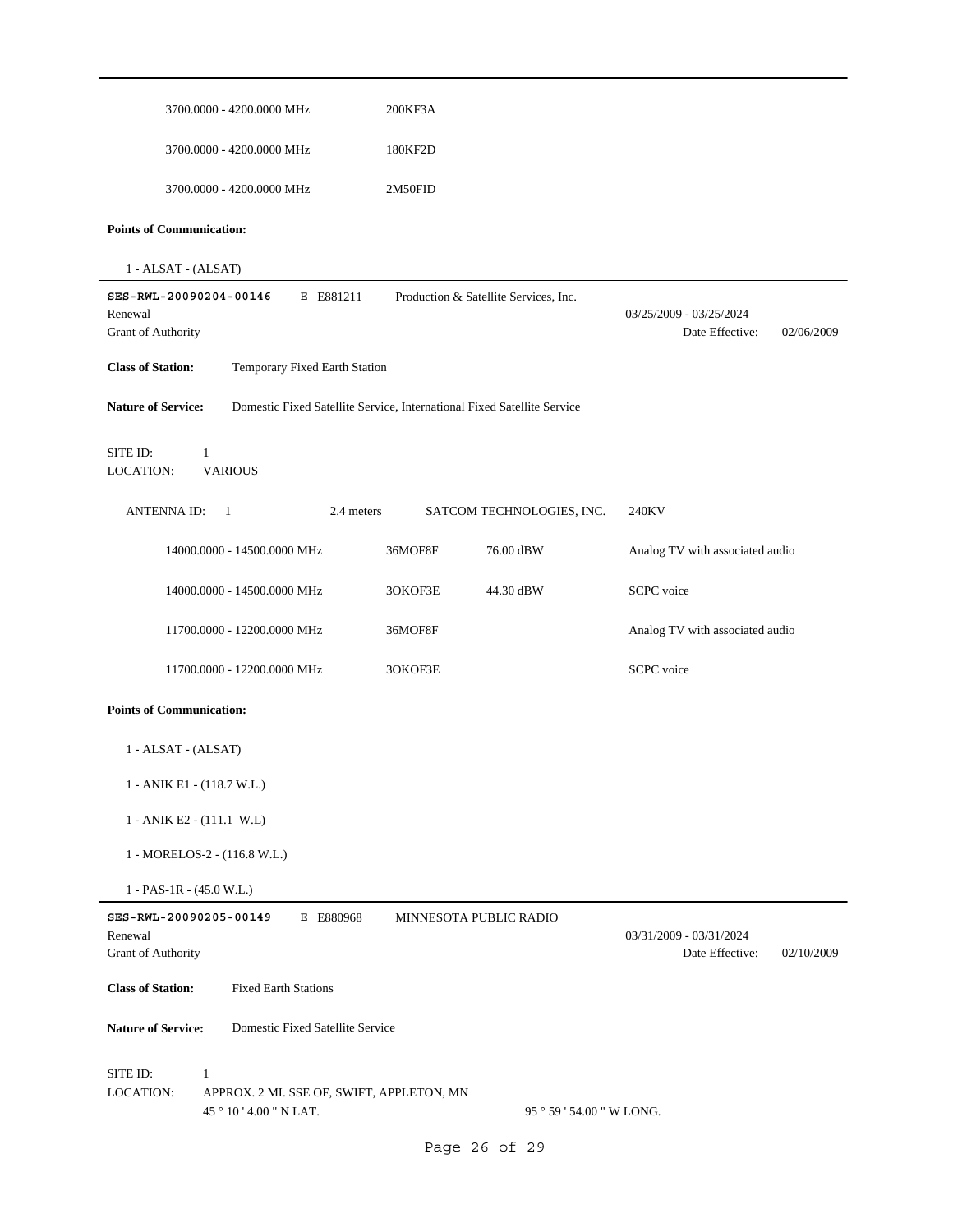| | |
|---|---|
| 3700.0000 - 4200.0000 MHz | 200KF3A |
| 3700.0000 - 4200.0000 MHz | 180KF2D |
| 3700.0000 - 4200.0000 MHz | 2M50FID |

**Points of Communication:**

1 - ALSAT - (ALSAT)

---

**SES-RWL-20090204-00146** E E881211 Production & Satellite Services, Inc.
Renewal 03/25/2009 - 03/25/2024
Grant of Authority Date Effective: 02/06/2009

**Class of Station:** Temporary Fixed Earth Station

**Nature of Service:** Domestic Fixed Satellite Service, International Fixed Satellite Service

SITE ID: 1
LOCATION: VARIOUS

ANTENNA ID: 1 2.4 meters SATCOM TECHNOLOGIES, INC. 240KV

| | | | |
|---|---|---|---|
| 14000.0000 - 14500.0000 MHz | 36MOF8F | 76.00 dBW | Analog TV with associated audio |
| 14000.0000 - 14500.0000 MHz | 3OKOF3E | 44.30 dBW | SCPC voice |
| 11700.0000 - 12200.0000 MHz | 36MOF8F | | Analog TV with associated audio |
| 11700.0000 - 12200.0000 MHz | 3OKOF3E | | SCPC voice |

**Points of Communication:**

1 - ALSAT - (ALSAT)

1 - ANIK E1 - (118.7 W.L.)

1 - ANIK E2 - (111.1 W.L)

1 - MORELOS-2 - (116.8 W.L.)

1 - PAS-1R - (45.0 W.L.)

---

**SES-RWL-20090205-00149** E E880968 MINNESOTA PUBLIC RADIO
Renewal 03/31/2009 - 03/31/2024
Grant of Authority Date Effective: 02/10/2009

**Class of Station:** Fixed Earth Stations

**Nature of Service:** Domestic Fixed Satellite Service

SITE ID: 1
LOCATION: APPROX. 2 MI. SSE OF, SWIFT, APPLETON, MN
45 ° 10 ' 4.00 " N LAT. 95 ° 59 ' 54.00 " W LONG.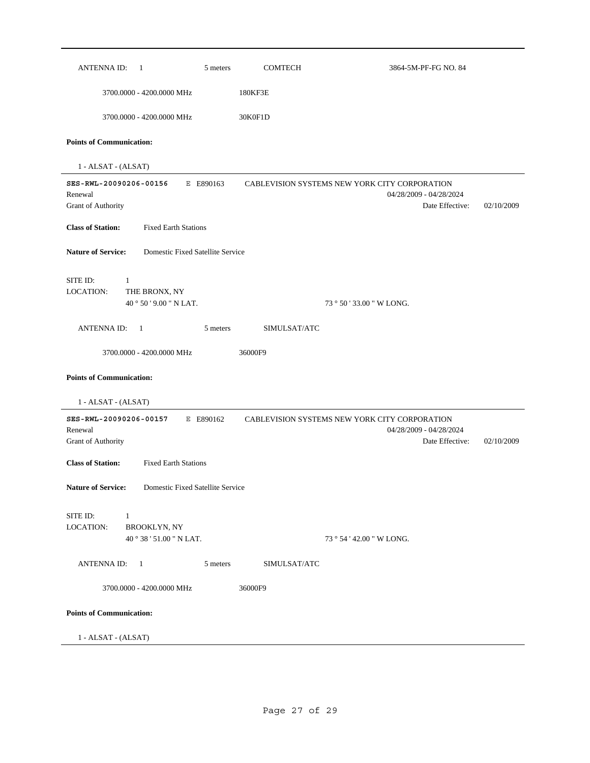ANTENNA ID: 1 5 meters COMTECH 3864-5M-PF-FG NO. 84

3700.0000 - 4200.0000 MHz 180KF3E

3700.0000 - 4200.0000 MHz 30K0F1D

**Points of Communication:**

1 - ALSAT - (ALSAT)

---

**SES-RWL-20090206-00156** E E890163 CABLEVISION SYSTEMS NEW YORK CITY CORPORATION

Renewal 04/28/2009 - 04/28/2024

Grant of Authority Date Effective: 02/10/2009

**Class of Station:** Fixed Earth Stations

**Nature of Service:** Domestic Fixed Satellite Service

SITE ID: 1

LOCATION: THE BRONX, NY

40 ° 50 ' 9.00 " N LAT. 73 ° 50 ' 33.00 " W LONG.

ANTENNA ID: 1 5 meters SIMULSAT/ATC

3700.0000 - 4200.0000 MHz 36000F9

**Points of Communication:**

1 - ALSAT - (ALSAT)

---

**SES-RWL-20090206-00157** E E890162 CABLEVISION SYSTEMS NEW YORK CITY CORPORATION

Renewal 04/28/2009 - 04/28/2024

Grant of Authority Date Effective: 02/10/2009

**Class of Station:** Fixed Earth Stations

**Nature of Service:** Domestic Fixed Satellite Service

SITE ID: 1

LOCATION: BROOKLYN, NY

40 ° 38 ' 51.00 " N LAT. 73 ° 54 ' 42.00 " W LONG.

ANTENNA ID: 1 5 meters SIMULSAT/ATC

3700.0000 - 4200.0000 MHz 36000F9

**Points of Communication:**

1 - ALSAT - (ALSAT)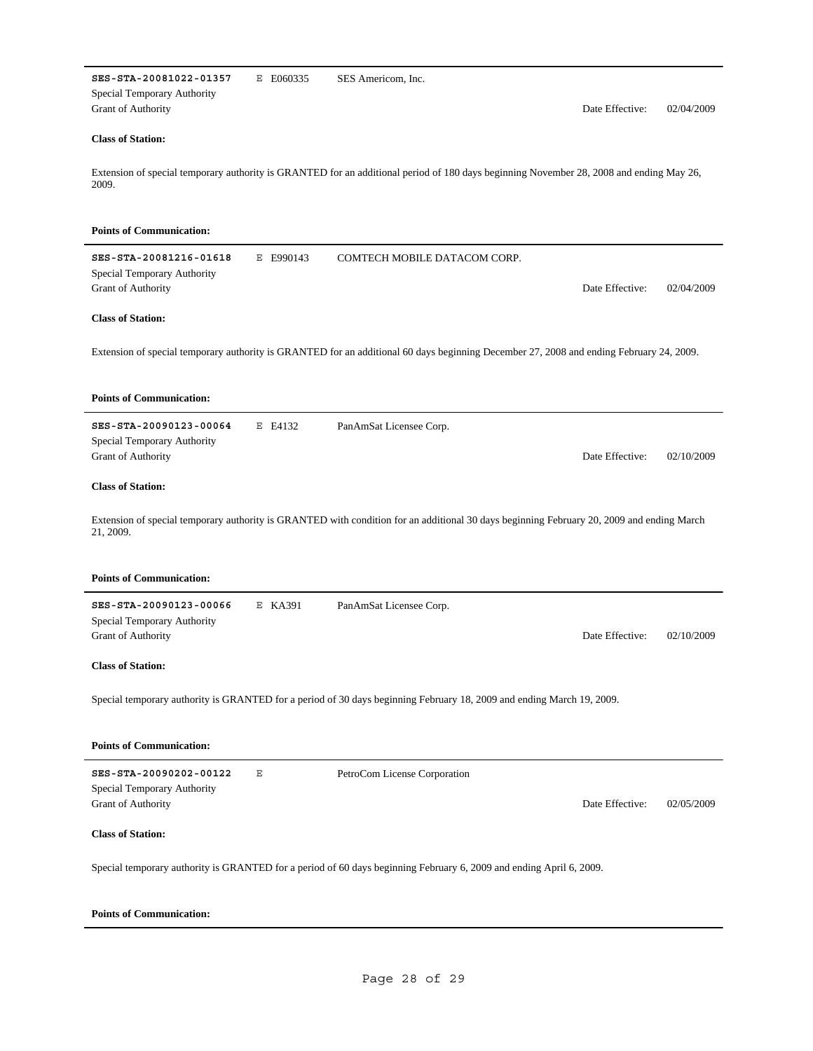---

**SES-STA-20081022-01357** E E060335 SES Americom, Inc.
Special Temporary Authority
Grant of Authority Date Effective: 02/04/2009

**Class of Station:**

Extension of special temporary authority is GRANTED for an additional period of 180 days beginning November 28, 2008 and ending May 26, 2009.

**Points of Communication:**

---

**SES-STA-20081216-01618** E E990143 COMTECH MOBILE DATACOM CORP.
Special Temporary Authority
Grant of Authority Date Effective: 02/04/2009

**Class of Station:**

Extension of special temporary authority is GRANTED for an additional 60 days beginning December 27, 2008 and ending February 24, 2009.

**Points of Communication:**

---

**SES-STA-20090123-00064** E E4132 PanAmSat Licensee Corp.
Special Temporary Authority
Grant of Authority Date Effective: 02/10/2009

**Class of Station:**

Extension of special temporary authority is GRANTED with condition for an additional 30 days beginning February 20, 2009 and ending March 21, 2009.

**Points of Communication:**

---

**SES-STA-20090123-00066** E KA391 PanAmSat Licensee Corp.
Special Temporary Authority
Grant of Authority Date Effective: 02/10/2009

**Class of Station:**

Special temporary authority is GRANTED for a period of 30 days beginning February 18, 2009 and ending March 19, 2009.

**Points of Communication:**

---

**SES-STA-20090202-00122** E PetroCom License Corporation
Special Temporary Authority
Grant of Authority Date Effective: 02/05/2009

**Class of Station:**

Special temporary authority is GRANTED for a period of 60 days beginning February 6, 2009 and ending April 6, 2009.

**Points of Communication:**

---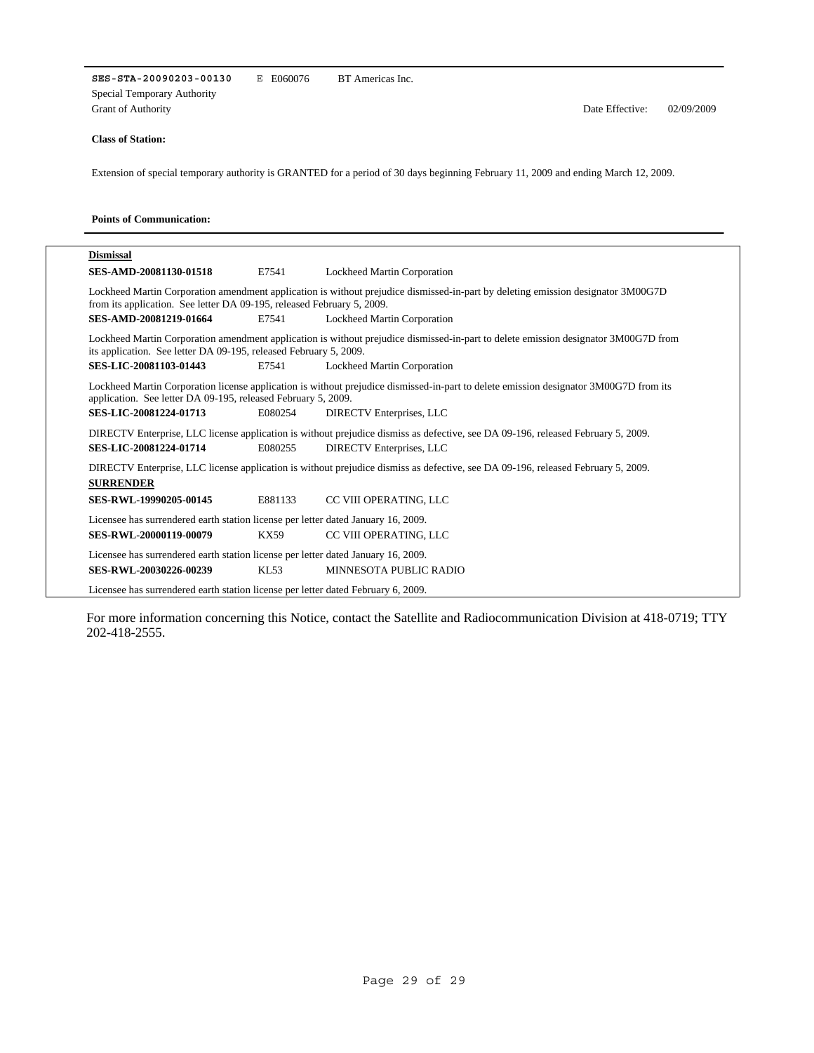**SES-STA-20090203-00130** E E060076 BT Americas Inc.

Special Temporary Authority

Grant of Authority Date Effective: 02/09/2009

**Class of Station:**

Extension of special temporary authority is GRANTED for a period of 30 days beginning February 11, 2009 and ending March 12, 2009.

**Points of Communication:**

---

**Dismissal**

**SES-AMD-20081130-01518** E7541 Lockheed Martin Corporation

Lockheed Martin Corporation amendment application is without prejudice dismissed-in-part by deleting emission designator 3M00G7D from its application. See letter DA 09-195, released February 5, 2009.

**SES-AMD-20081219-01664** E7541 Lockheed Martin Corporation

Lockheed Martin Corporation amendment application is without prejudice dismissed-in-part to delete emission designator 3M00G7D from its application. See letter DA 09-195, released February 5, 2009.

**SES-LIC-20081103-01443** E7541 Lockheed Martin Corporation

Lockheed Martin Corporation license application is without prejudice dismissed-in-part to delete emission designator 3M00G7D from its application. See letter DA 09-195, released February 5, 2009.

**SES-LIC-20081224-01713** E080254 DIRECTV Enterprises, LLC

DIRECTV Enterprise, LLC license application is without prejudice dismiss as defective, see DA 09-196, released February 5, 2009.

**SES-LIC-20081224-01714** E080255 DIRECTV Enterprises, LLC

DIRECTV Enterprise, LLC license application is without prejudice dismiss as defective, see DA 09-196, released February 5, 2009.

**SURRENDER**

**SES-RWL-19990205-00145** E881133 CC VIII OPERATING, LLC

Licensee has surrendered earth station license per letter dated January 16, 2009.

**SES-RWL-20000119-00079** KX59 CC VIII OPERATING, LLC

Licensee has surrendered earth station license per letter dated January 16, 2009.

**SES-RWL-20030226-00239** KL53 MINNESOTA PUBLIC RADIO

Licensee has surrendered earth station license per letter dated February 6, 2009.

For more information concerning this Notice, contact the Satellite and Radiocommunication Division at 418-0719; TTY 202-418-2555.